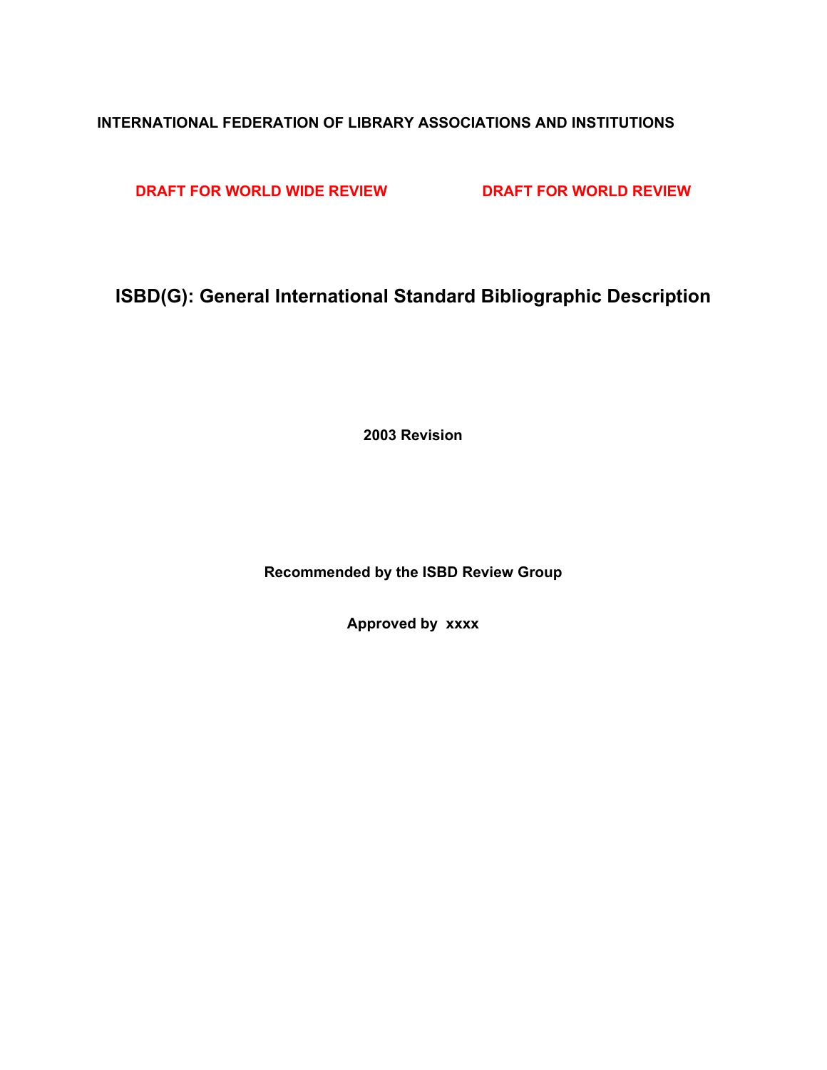**INTERNATIONAL FEDERATION OF LIBRARY ASSOCIATIONS AND INSTITUTIONS**

**DRAFT FOR WORLD WIDE REVIEW** **DRAFT FOR WORLD REVIEW**

# ISBD(G): General International Standard Bibliographic Description

**2003 Revision**

**Recommended by the ISBD Review Group**

**Approved by xxxx**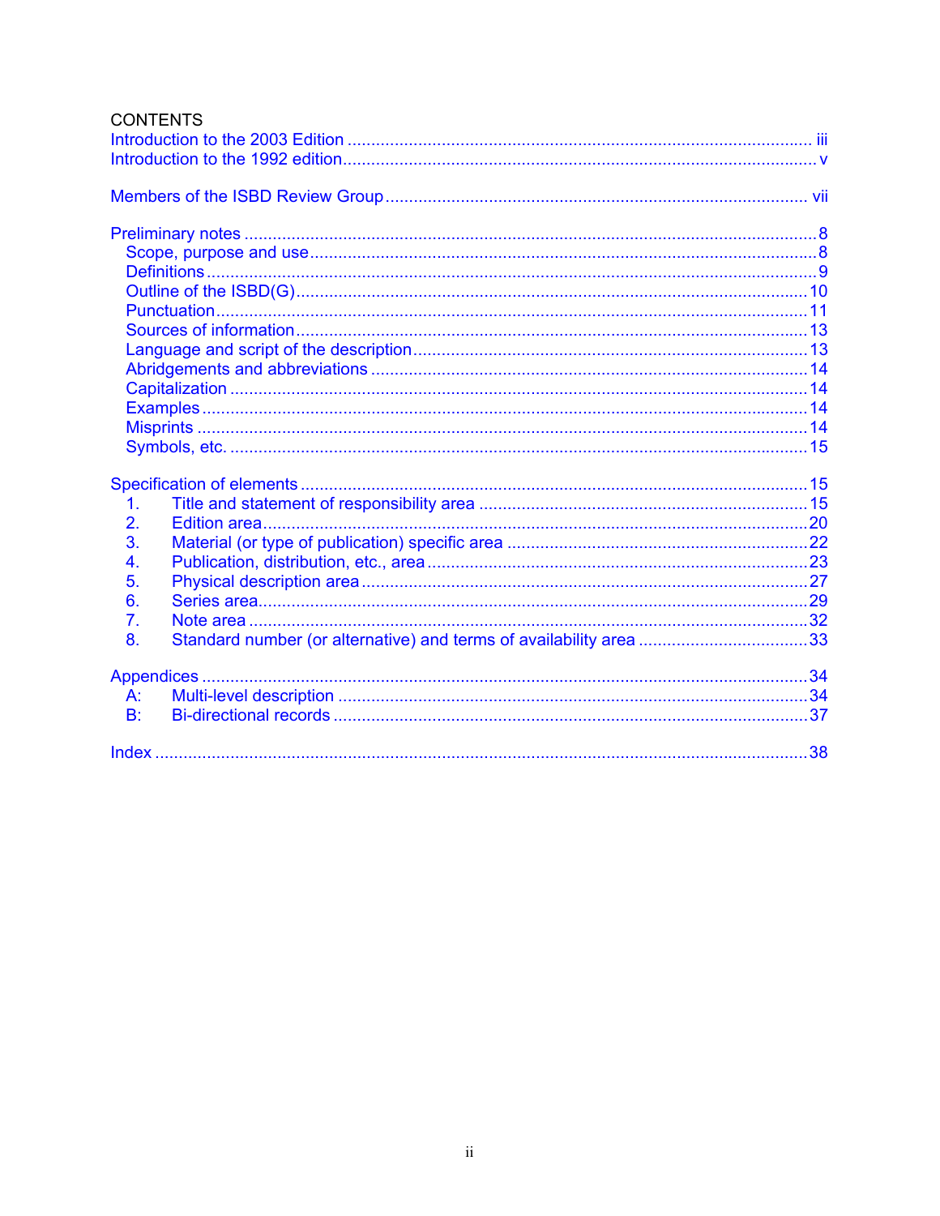# CONTENTS

Introduction to the 2003 Edition ..................................................................................... iii
Introduction to the 1992 edition....................................................................................... v

Members of the ISBD Review Group ............................................................................. vii

Preliminary notes ........................................................................................................... 8
- Scope, purpose and use .............................................................................................. 8
- Definitions .................................................................................................................... 9
- Outline of the ISBD(G) ................................................................................................ 10
- Punctuation ................................................................................................................. 11
- Sources of information ................................................................................................ 13
- Language and script of the description ......................................................................... 13
- Abridgements and abbreviations .................................................................................. 14
- Capitalization ............................................................................................................... 14
- Examples ..................................................................................................................... 14
- Misprints ...................................................................................................................... 14
- Symbols, etc. ............................................................................................................... 15

Specification of elements ............................................................................................... 15
1. Title and statement of responsibility area ...................................................................... 15
2. Edition area .................................................................................................................. 20
3. Material (or type of publication) specific area ................................................................ 22
4. Publication, distribution, etc., area ................................................................................. 23
5. Physical description area ............................................................................................... 27
6. Series area .................................................................................................................... 29
7. Note area ...................................................................................................................... 32
8. Standard number (or alternative) and terms of availability area ..................................... 33

Appendices .................................................................................................................... 34
- A: Multi-level description ................................................................................................. 34
- B: Bi-directional records ................................................................................................... 37

Index ............................................................................................................................... 38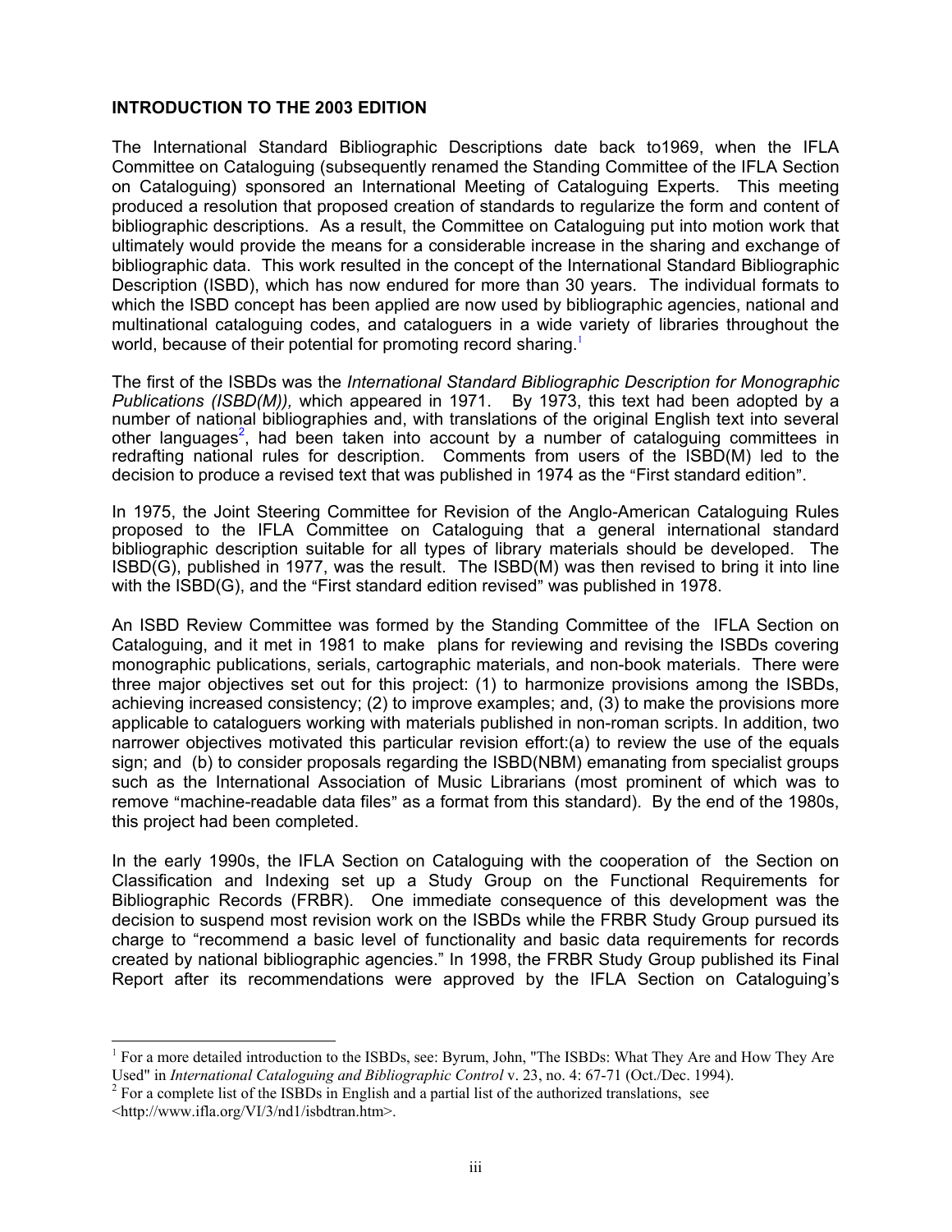## INTRODUCTION TO THE 2003 EDITION

The International Standard Bibliographic Descriptions date back to1969, when the IFLA Committee on Cataloguing (subsequently renamed the Standing Committee of the IFLA Section on Cataloguing) sponsored an International Meeting of Cataloguing Experts. This meeting produced a resolution that proposed creation of standards to regularize the form and content of bibliographic descriptions. As a result, the Committee on Cataloguing put into motion work that ultimately would provide the means for a considerable increase in the sharing and exchange of bibliographic data. This work resulted in the concept of the International Standard Bibliographic Description (ISBD), which has now endured for more than 30 years. The individual formats to which the ISBD concept has been applied are now used by bibliographic agencies, national and multinational cataloguing codes, and cataloguers in a wide variety of libraries throughout the world, because of their potential for promoting record sharing.[1]

The first of the ISBDs was the *International Standard Bibliographic Description for Monographic Publications (ISBD(M)),* which appeared in 1971. By 1973, this text had been adopted by a number of national bibliographies and, with translations of the original English text into several other languages[2], had been taken into account by a number of cataloguing committees in redrafting national rules for description. Comments from users of the ISBD(M) led to the decision to produce a revised text that was published in 1974 as the "First standard edition".

In 1975, the Joint Steering Committee for Revision of the Anglo-American Cataloguing Rules proposed to the IFLA Committee on Cataloguing that a general international standard bibliographic description suitable for all types of library materials should be developed. The ISBD(G), published in 1977, was the result. The ISBD(M) was then revised to bring it into line with the ISBD(G), and the "First standard edition revised" was published in 1978.

An ISBD Review Committee was formed by the Standing Committee of the IFLA Section on Cataloguing, and it met in 1981 to make plans for reviewing and revising the ISBDs covering monographic publications, serials, cartographic materials, and non-book materials. There were three major objectives set out for this project: (1) to harmonize provisions among the ISBDs, achieving increased consistency; (2) to improve examples; and, (3) to make the provisions more applicable to cataloguers working with materials published in non-roman scripts. In addition, two narrower objectives motivated this particular revision effort:(a) to review the use of the equals sign; and (b) to consider proposals regarding the ISBD(NBM) emanating from specialist groups such as the International Association of Music Librarians (most prominent of which was to remove "machine-readable data files" as a format from this standard). By the end of the 1980s, this project had been completed.

In the early 1990s, the IFLA Section on Cataloguing with the cooperation of the Section on Classification and Indexing set up a Study Group on the Functional Requirements for Bibliographic Records (FRBR). One immediate consequence of this development was the decision to suspend most revision work on the ISBDs while the FRBR Study Group pursued its charge to "recommend a basic level of functionality and basic data requirements for records created by national bibliographic agencies." In 1998, the FRBR Study Group published its Final Report after its recommendations were approved by the IFLA Section on Cataloguing's

---

[1] For a more detailed introduction to the ISBDs, see: Byrum, John, "The ISBDs: What They Are and How They Are Used" in *International Cataloguing and Bibliographic Control* v. 23, no. 4: 67-71 (Oct./Dec. 1994).

[2] For a complete list of the ISBDs in English and a partial list of the authorized translations, see <http://www.ifla.org/VI/3/nd1/isbdtran.htm>.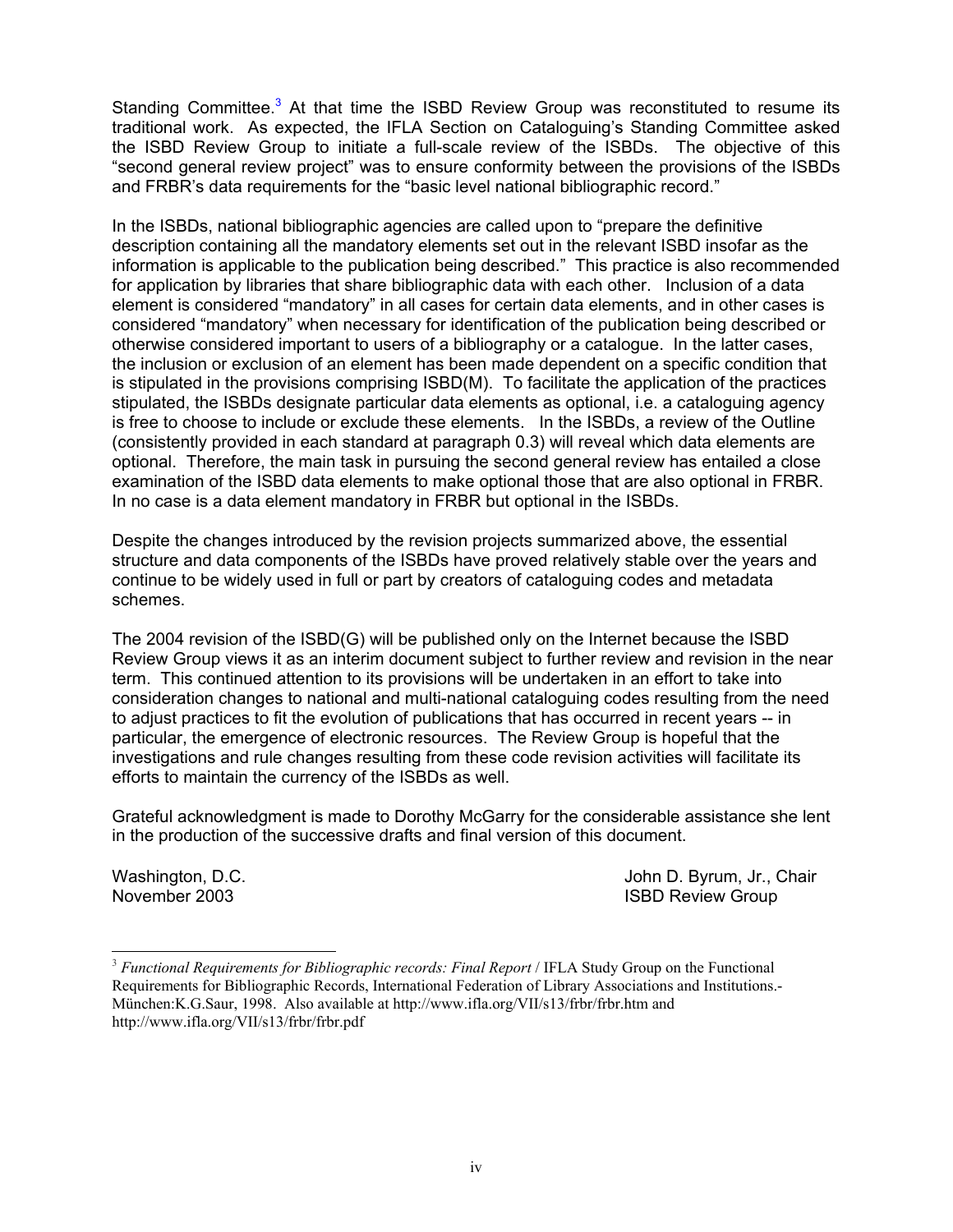Standing Committee.[3] At that time the ISBD Review Group was reconstituted to resume its traditional work. As expected, the IFLA Section on Cataloguing's Standing Committee asked the ISBD Review Group to initiate a full-scale review of the ISBDs. The objective of this "second general review project" was to ensure conformity between the provisions of the ISBDs and FRBR's data requirements for the "basic level national bibliographic record."

In the ISBDs, national bibliographic agencies are called upon to "prepare the definitive description containing all the mandatory elements set out in the relevant ISBD insofar as the information is applicable to the publication being described." This practice is also recommended for application by libraries that share bibliographic data with each other. Inclusion of a data element is considered "mandatory" in all cases for certain data elements, and in other cases is considered "mandatory" when necessary for identification of the publication being described or otherwise considered important to users of a bibliography or a catalogue. In the latter cases, the inclusion or exclusion of an element has been made dependent on a specific condition that is stipulated in the provisions comprising ISBD(M). To facilitate the application of the practices stipulated, the ISBDs designate particular data elements as optional, i.e. a cataloguing agency is free to choose to include or exclude these elements. In the ISBDs, a review of the Outline (consistently provided in each standard at paragraph 0.3) will reveal which data elements are optional. Therefore, the main task in pursuing the second general review has entailed a close examination of the ISBD data elements to make optional those that are also optional in FRBR. In no case is a data element mandatory in FRBR but optional in the ISBDs.

Despite the changes introduced by the revision projects summarized above, the essential structure and data components of the ISBDs have proved relatively stable over the years and continue to be widely used in full or part by creators of cataloguing codes and metadata schemes.

The 2004 revision of the ISBD(G) will be published only on the Internet because the ISBD Review Group views it as an interim document subject to further review and revision in the near term. This continued attention to its provisions will be undertaken in an effort to take into consideration changes to national and multi-national cataloguing codes resulting from the need to adjust practices to fit the evolution of publications that has occurred in recent years -- in particular, the emergence of electronic resources. The Review Group is hopeful that the investigations and rule changes resulting from these code revision activities will facilitate its efforts to maintain the currency of the ISBDs as well.

Grateful acknowledgment is made to Dorothy McGarry for the considerable assistance she lent in the production of the successive drafts and final version of this document.

Washington, D.C.
November 2003

John D. Byrum, Jr., Chair
ISBD Review Group

[3] *Functional Requirements for Bibliographic records: Final Report* / IFLA Study Group on the Functional Requirements for Bibliographic Records, International Federation of Library Associations and Institutions.- München:K.G.Saur, 1998. Also available at http://www.ifla.org/VII/s13/frbr/frbr.htm and http://www.ifla.org/VII/s13/frbr/frbr.pdf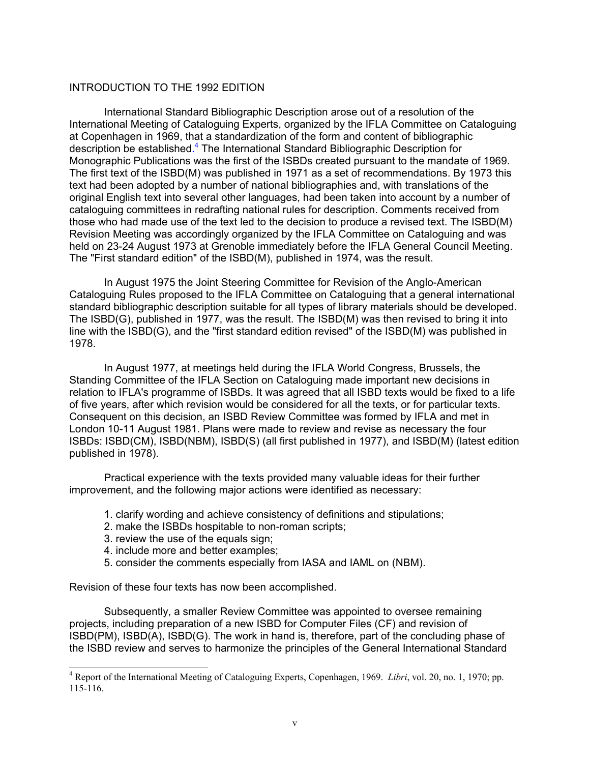## INTRODUCTION TO THE 1992 EDITION

International Standard Bibliographic Description arose out of a resolution of the International Meeting of Cataloguing Experts, organized by the IFLA Committee on Cataloguing at Copenhagen in 1969, that a standardization of the form and content of bibliographic description be established.[4] The International Standard Bibliographic Description for Monographic Publications was the first of the ISBDs created pursuant to the mandate of 1969. The first text of the ISBD(M) was published in 1971 as a set of recommendations. By 1973 this text had been adopted by a number of national bibliographies and, with translations of the original English text into several other languages, had been taken into account by a number of cataloguing committees in redrafting national rules for description. Comments received from those who had made use of the text led to the decision to produce a revised text. The ISBD(M) Revision Meeting was accordingly organized by the IFLA Committee on Cataloguing and was held on 23-24 August 1973 at Grenoble immediately before the IFLA General Council Meeting. The "First standard edition" of the ISBD(M), published in 1974, was the result.

In August 1975 the Joint Steering Committee for Revision of the Anglo-American Cataloguing Rules proposed to the IFLA Committee on Cataloguing that a general international standard bibliographic description suitable for all types of library materials should be developed. The ISBD(G), published in 1977, was the result. The ISBD(M) was then revised to bring it into line with the ISBD(G), and the "first standard edition revised" of the ISBD(M) was published in 1978.

In August 1977, at meetings held during the IFLA World Congress, Brussels, the Standing Committee of the IFLA Section on Cataloguing made important new decisions in relation to IFLA's programme of ISBDs. It was agreed that all ISBD texts would be fixed to a life of five years, after which revision would be considered for all the texts, or for particular texts. Consequent on this decision, an ISBD Review Committee was formed by IFLA and met in London 10-11 August 1981. Plans were made to review and revise as necessary the four ISBDs: ISBD(CM), ISBD(NBM), ISBD(S) (all first published in 1977), and ISBD(M) (latest edition published in 1978).

Practical experience with the texts provided many valuable ideas for their further improvement, and the following major actions were identified as necessary:

1. clarify wording and achieve consistency of definitions and stipulations;
2. make the ISBDs hospitable to non-roman scripts;
3. review the use of the equals sign;
4. include more and better examples;
5. consider the comments especially from IASA and IAML on (NBM).

Revision of these four texts has now been accomplished.

Subsequently, a smaller Review Committee was appointed to oversee remaining projects, including preparation of a new ISBD for Computer Files (CF) and revision of ISBD(PM), ISBD(A), ISBD(G). The work in hand is, therefore, part of the concluding phase of the ISBD review and serves to harmonize the principles of the General International Standard

---

[4] Report of the International Meeting of Cataloguing Experts, Copenhagen, 1969. *Libri*, vol. 20, no. 1, 1970; pp. 115-116.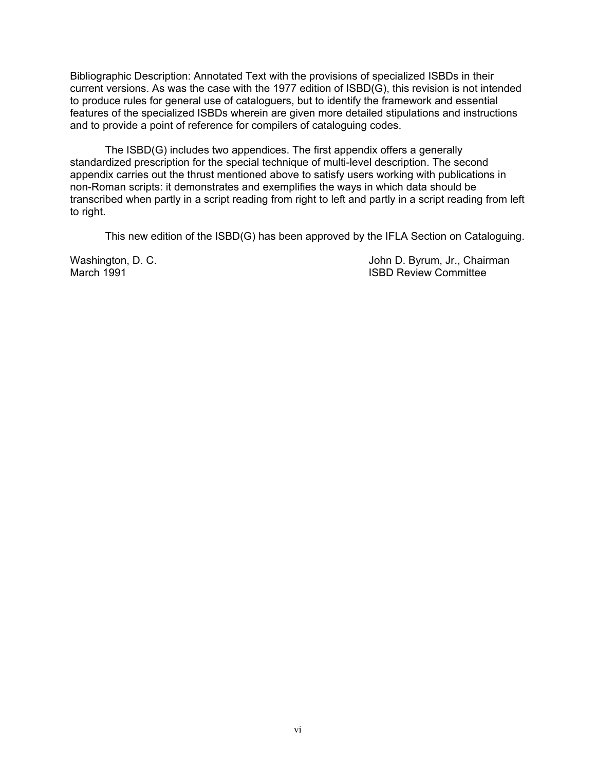Bibliographic Description: Annotated Text with the provisions of specialized ISBDs in their current versions. As was the case with the 1977 edition of ISBD(G), this revision is not intended to produce rules for general use of cataloguers, but to identify the framework and essential features of the specialized ISBDs wherein are given more detailed stipulations and instructions and to provide a point of reference for compilers of cataloguing codes.

The ISBD(G) includes two appendices. The first appendix offers a generally standardized prescription for the special technique of multi-level description. The second appendix carries out the thrust mentioned above to satisfy users working with publications in non-Roman scripts: it demonstrates and exemplifies the ways in which data should be transcribed when partly in a script reading from right to left and partly in a script reading from left to right.

This new edition of the ISBD(G) has been approved by the IFLA Section on Cataloguing.

Washington, D. C.
March 1991

John D. Byrum, Jr., Chairman
ISBD Review Committee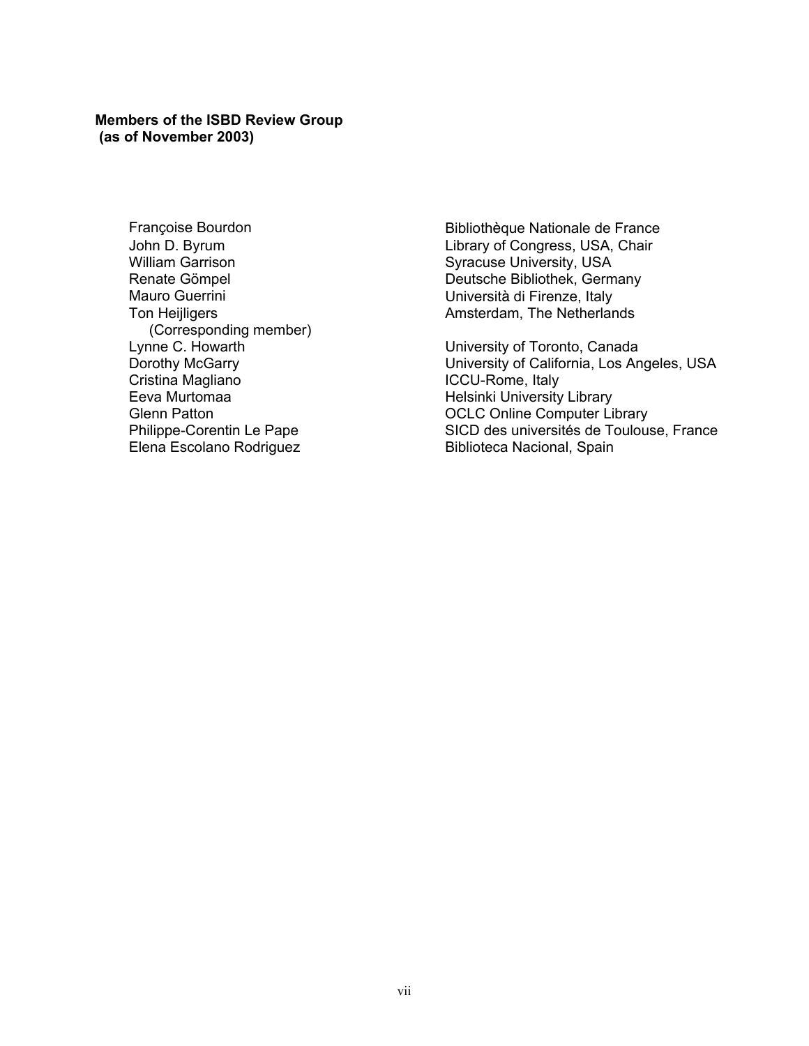**Members of the ISBD Review Group (as of November 2003)**

| | |
|---|---|
| Françoise Bourdon | Bibliothèque Nationale de France |
| John D. Byrum | Library of Congress, USA, Chair |
| William Garrison | Syracuse University, USA |
| Renate Gömpel | Deutsche Bibliothek, Germany |
| Mauro Guerrini | Università di Firenze, Italy |
| Ton Heijligers (Corresponding member) | Amsterdam, The Netherlands |
| Lynne C. Howarth | University of Toronto, Canada |
| Dorothy McGarry | University of California, Los Angeles, USA |
| Cristina Magliano | ICCU-Rome, Italy |
| Eeva Murtomaa | Helsinki University Library |
| Glenn Patton | OCLC Online Computer Library |
| Philippe-Corentin Le Pape | SICD des universités de Toulouse, France |
| Elena Escolano Rodriguez | Biblioteca Nacional, Spain |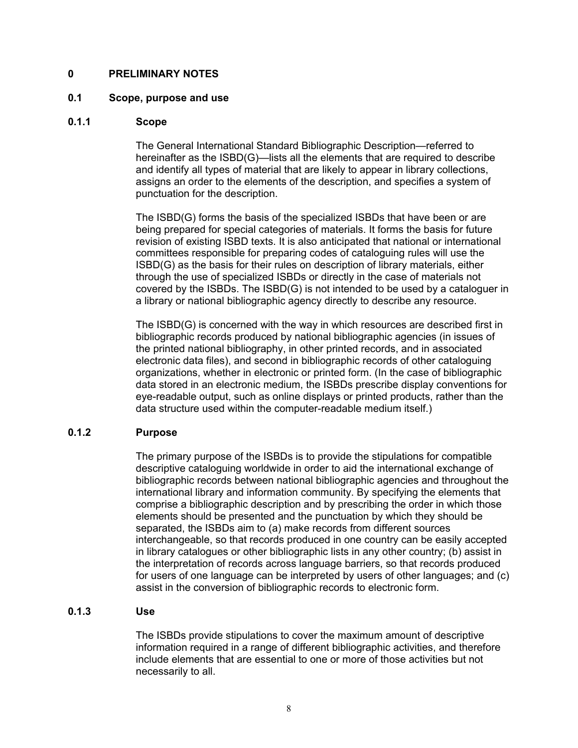# 0 PRELIMINARY NOTES

## 0.1 Scope, purpose and use

### 0.1.1 Scope

The General International Standard Bibliographic Description—referred to hereinafter as the ISBD(G)—lists all the elements that are required to describe and identify all types of material that are likely to appear in library collections, assigns an order to the elements of the description, and specifies a system of punctuation for the description.

The ISBD(G) forms the basis of the specialized ISBDs that have been or are being prepared for special categories of materials. It forms the basis for future revision of existing ISBD texts. It is also anticipated that national or international committees responsible for preparing codes of cataloguing rules will use the ISBD(G) as the basis for their rules on description of library materials, either through the use of specialized ISBDs or directly in the case of materials not covered by the ISBDs. The ISBD(G) is not intended to be used by a cataloguer in a library or national bibliographic agency directly to describe any resource.

The ISBD(G) is concerned with the way in which resources are described first in bibliographic records produced by national bibliographic agencies (in issues of the printed national bibliography, in other printed records, and in associated electronic data files), and second in bibliographic records of other cataloguing organizations, whether in electronic or printed form. (In the case of bibliographic data stored in an electronic medium, the ISBDs prescribe display conventions for eye-readable output, such as online displays or printed products, rather than the data structure used within the computer-readable medium itself.)

### 0.1.2 Purpose

The primary purpose of the ISBDs is to provide the stipulations for compatible descriptive cataloguing worldwide in order to aid the international exchange of bibliographic records between national bibliographic agencies and throughout the international library and information community. By specifying the elements that comprise a bibliographic description and by prescribing the order in which those elements should be presented and the punctuation by which they should be separated, the ISBDs aim to (a) make records from different sources interchangeable, so that records produced in one country can be easily accepted in library catalogues or other bibliographic lists in any other country; (b) assist in the interpretation of records across language barriers, so that records produced for users of one language can be interpreted by users of other languages; and (c) assist in the conversion of bibliographic records to electronic form.

### 0.1.3 Use

The ISBDs provide stipulations to cover the maximum amount of descriptive information required in a range of different bibliographic activities, and therefore include elements that are essential to one or more of those activities but not necessarily to all.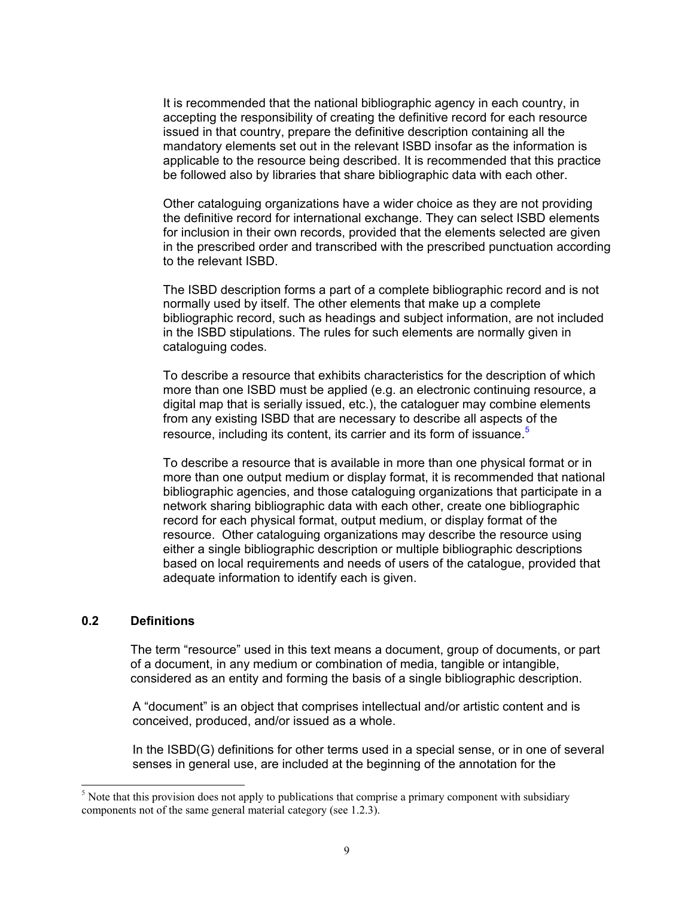It is recommended that the national bibliographic agency in each country, in accepting the responsibility of creating the definitive record for each resource issued in that country, prepare the definitive description containing all the mandatory elements set out in the relevant ISBD insofar as the information is applicable to the resource being described. It is recommended that this practice be followed also by libraries that share bibliographic data with each other.

Other cataloguing organizations have a wider choice as they are not providing the definitive record for international exchange. They can select ISBD elements for inclusion in their own records, provided that the elements selected are given in the prescribed order and transcribed with the prescribed punctuation according to the relevant ISBD.

The ISBD description forms a part of a complete bibliographic record and is not normally used by itself. The other elements that make up a complete bibliographic record, such as headings and subject information, are not included in the ISBD stipulations. The rules for such elements are normally given in cataloguing codes.

To describe a resource that exhibits characteristics for the description of which more than one ISBD must be applied (e.g. an electronic continuing resource, a digital map that is serially issued, etc.), the cataloguer may combine elements from any existing ISBD that are necessary to describe all aspects of the resource, including its content, its carrier and its form of issuance.[5]

To describe a resource that is available in more than one physical format or in more than one output medium or display format, it is recommended that national bibliographic agencies, and those cataloguing organizations that participate in a network sharing bibliographic data with each other, create one bibliographic record for each physical format, output medium, or display format of the resource. Other cataloguing organizations may describe the resource using either a single bibliographic description or multiple bibliographic descriptions based on local requirements and needs of users of the catalogue, provided that adequate information to identify each is given.

## 0.2 Definitions

The term "resource" used in this text means a document, group of documents, or part of a document, in any medium or combination of media, tangible or intangible, considered as an entity and forming the basis of a single bibliographic description.

A "document" is an object that comprises intellectual and/or artistic content and is conceived, produced, and/or issued as a whole.

In the ISBD(G) definitions for other terms used in a special sense, or in one of several senses in general use, are included at the beginning of the annotation for the

[5] Note that this provision does not apply to publications that comprise a primary component with subsidiary components not of the same general material category (see 1.2.3).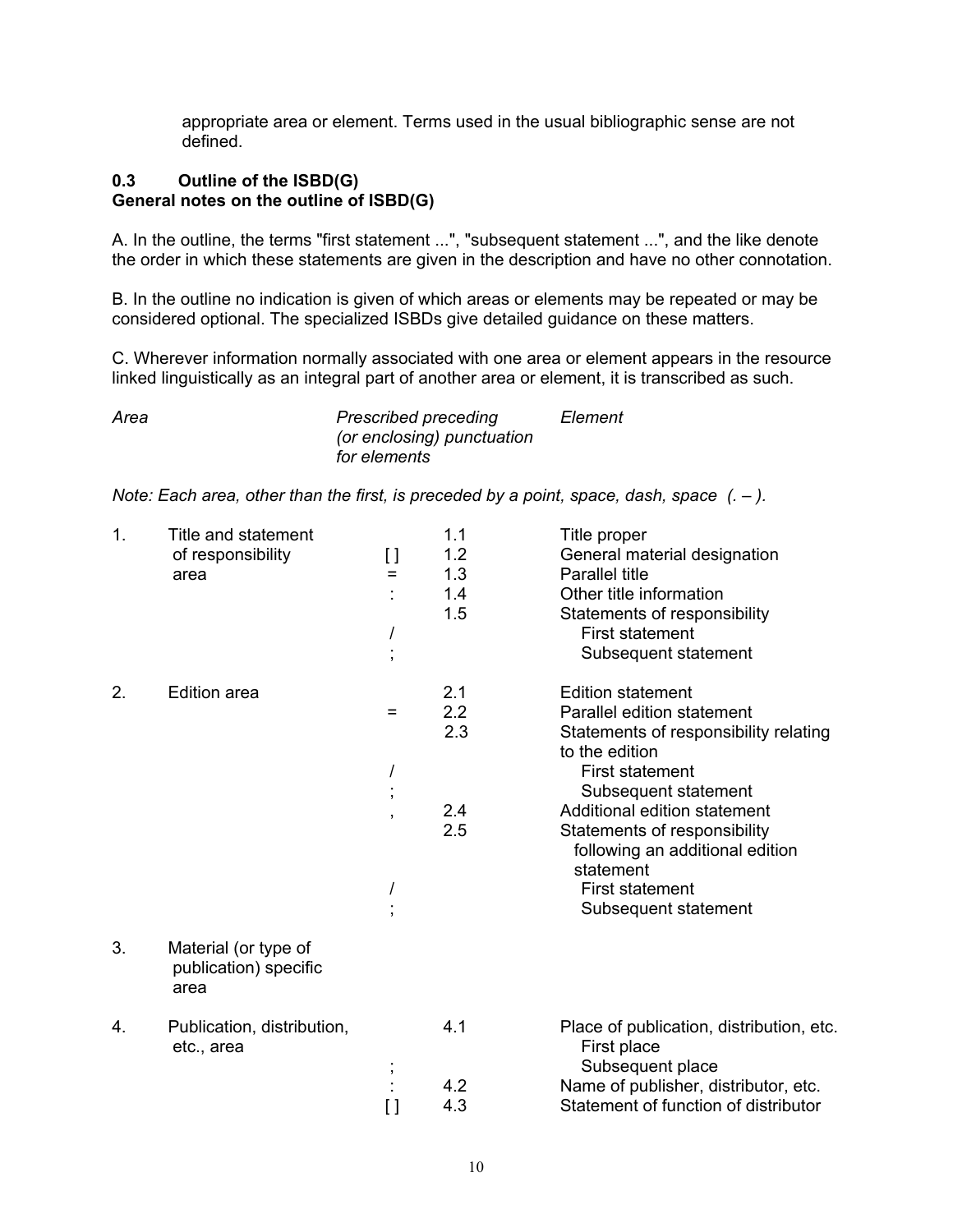appropriate area or element. Terms used in the usual bibliographic sense are not defined.

## 0.3 Outline of the ISBD(G)

**General notes on the outline of ISBD(G)**

A. In the outline, the terms "first statement ...", "subsequent statement ...", and the like denote the order in which these statements are given in the description and have no other connotation.

B. In the outline no indication is given of which areas or elements may be repeated or may be considered optional. The specialized ISBDs give detailed guidance on these matters.

C. Wherever information normally associated with one area or element appears in the resource linked linguistically as an integral part of another area or element, it is transcribed as such.

*Note: Each area, other than the first, is preceded by a point, space, dash, space (. – ).*

| | *Area* | *Prescribed preceding (or enclosing) punctuation for elements* | | *Element* |
|---|---|---|---|---|
| 1. | Title and statement of responsibility area | | 1.1 | Title proper |
| | | [ ] | 1.2 | General material designation |
| | | = | 1.3 | Parallel title |
| | | : | 1.4 | Other title information |
| | | | 1.5 | Statements of responsibility |
| | | / | | First statement |
| | | ; | | Subsequent statement |
| 2. | Edition area | | 2.1 | Edition statement |
| | | = | 2.2 | Parallel edition statement |
| | | | 2.3 | Statements of responsibility relating to the edition |
| | | / | | First statement |
| | | ; | | Subsequent statement |
| | | , | 2.4 | Additional edition statement |
| | | | 2.5 | Statements of responsibility following an additional edition statement |
| | | / | | First statement |
| | | ; | | Subsequent statement |
| 3. | Material (or type of publication) specific area | | | |
| 4. | Publication, distribution, etc., area | | 4.1 | Place of publication, distribution, etc. |
| | | | | First place |
| | | ; | | Subsequent place |
| | | : | 4.2 | Name of publisher, distributor, etc. |
| | | [ ] | 4.3 | Statement of function of distributor |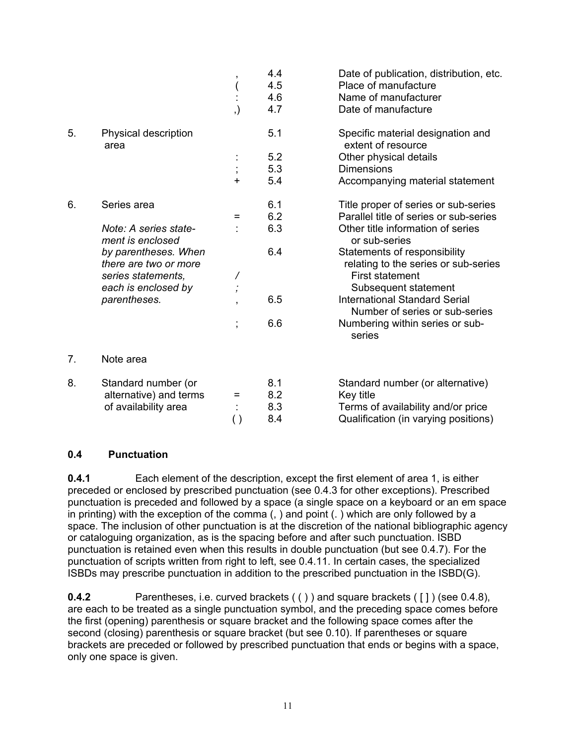| | | | | |
|---|---|---|---|---|
| | | , | 4.4 | Date of publication, distribution, etc. |
| | | ( | 4.5 | Place of manufacture |
| | | : | 4.6 | Name of manufacturer |
| | | ,) | 4.7 | Date of manufacture |
| 5. | Physical description area | | 5.1 | Specific material designation and extent of resource |
| | | : | 5.2 | Other physical details |
| | | ; | 5.3 | Dimensions |
| | | + | 5.4 | Accompanying material statement |
| 6. | Series area | | 6.1 | Title proper of series or sub-series |
| | | = | 6.2 | Parallel title of series or sub-series |
| | *Note: A series statement is enclosed* | : | 6.3 | Other title information of series or sub-series |
| | *by parentheses. When there are two or more* | | 6.4 | Statements of responsibility relating to the series or sub-series |
| | *series statements,* | / | | First statement |
| | *each is enclosed by* | ; | | Subsequent statement |
| | *parentheses.* | , | 6.5 | International Standard Serial Number of series or sub-series |
| | | ; | 6.6 | Numbering within series or sub-series |
| 7. | Note area | | | |
| 8. | Standard number (or alternative) and terms | | 8.1 | Standard number (or alternative) |
| | of availability area | = | 8.2 | Key title |
| | | : | 8.3 | Terms of availability and/or price |
| | | ( ) | 8.4 | Qualification (in varying positions) |

### 0.4 Punctuation

**0.4.1** Each element of the description, except the first element of area 1, is either preceded or enclosed by prescribed punctuation (see 0.4.3 for other exceptions). Prescribed punctuation is preceded and followed by a space (a single space on a keyboard or an em space in printing) with the exception of the comma (, ) and point (. ) which are only followed by a space. The inclusion of other punctuation is at the discretion of the national bibliographic agency or cataloguing organization, as is the spacing before and after such punctuation. ISBD punctuation is retained even when this results in double punctuation (but see 0.4.7). For the punctuation of scripts written from right to left, see 0.4.11. In certain cases, the specialized ISBDs may prescribe punctuation in addition to the prescribed punctuation in the ISBD(G).

**0.4.2** Parentheses, i.e. curved brackets ( ( ) ) and square brackets ( [ ] ) (see 0.4.8), are each to be treated as a single punctuation symbol, and the preceding space comes before the first (opening) parenthesis or square bracket and the following space comes after the second (closing) parenthesis or square bracket (but see 0.10). If parentheses or square brackets are preceded or followed by prescribed punctuation that ends or begins with a space, only one space is given.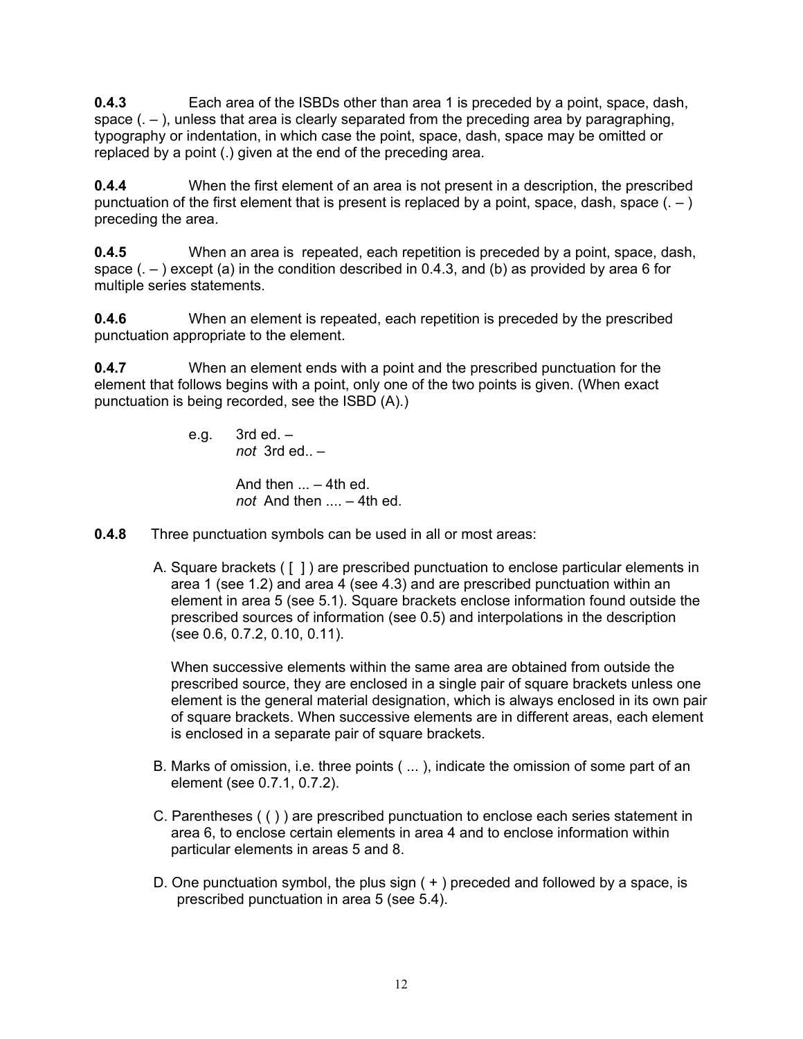**0.4.3** Each area of the ISBDs other than area 1 is preceded by a point, space, dash, space (. – ), unless that area is clearly separated from the preceding area by paragraphing, typography or indentation, in which case the point, space, dash, space may be omitted or replaced by a point (.) given at the end of the preceding area.

**0.4.4** When the first element of an area is not present in a description, the prescribed punctuation of the first element that is present is replaced by a point, space, dash, space (. – ) preceding the area.

**0.4.5** When an area is repeated, each repetition is preceded by a point, space, dash, space (. – ) except (a) in the condition described in 0.4.3, and (b) as provided by area 6 for multiple series statements.

**0.4.6** When an element is repeated, each repetition is preceded by the prescribed punctuation appropriate to the element.

**0.4.7** When an element ends with a point and the prescribed punctuation for the element that follows begins with a point, only one of the two points is given. (When exact punctuation is being recorded, see the ISBD (A).)

e.g. 3rd ed. –
*not* 3rd ed.. –

And then ... – 4th ed.
*not* And then .... – 4th ed.

**0.4.8** Three punctuation symbols can be used in all or most areas:

A. Square brackets ( [ ] ) are prescribed punctuation to enclose particular elements in area 1 (see 1.2) and area 4 (see 4.3) and are prescribed punctuation within an element in area 5 (see 5.1). Square brackets enclose information found outside the prescribed sources of information (see 0.5) and interpolations in the description (see 0.6, 0.7.2, 0.10, 0.11).

When successive elements within the same area are obtained from outside the prescribed source, they are enclosed in a single pair of square brackets unless one element is the general material designation, which is always enclosed in its own pair of square brackets. When successive elements are in different areas, each element is enclosed in a separate pair of square brackets.

B. Marks of omission, i.e. three points ( ... ), indicate the omission of some part of an element (see 0.7.1, 0.7.2).

C. Parentheses ( ( ) ) are prescribed punctuation to enclose each series statement in area 6, to enclose certain elements in area 4 and to enclose information within particular elements in areas 5 and 8.

D. One punctuation symbol, the plus sign ( + ) preceded and followed by a space, is prescribed punctuation in area 5 (see 5.4).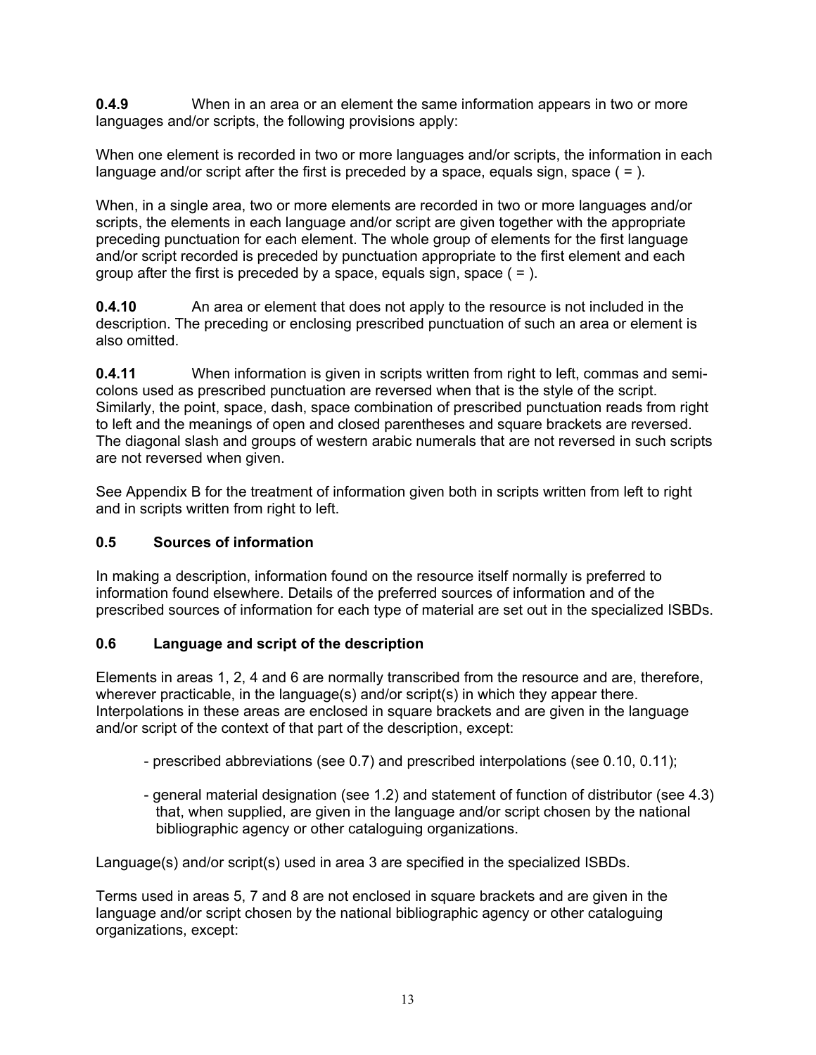**0.4.9** When in an area or an element the same information appears in two or more languages and/or scripts, the following provisions apply:

When one element is recorded in two or more languages and/or scripts, the information in each language and/or script after the first is preceded by a space, equals sign, space ( = ).

When, in a single area, two or more elements are recorded in two or more languages and/or scripts, the elements in each language and/or script are given together with the appropriate preceding punctuation for each element. The whole group of elements for the first language and/or script recorded is preceded by punctuation appropriate to the first element and each group after the first is preceded by a space, equals sign, space ( = ).

**0.4.10** An area or element that does not apply to the resource is not included in the description. The preceding or enclosing prescribed punctuation of such an area or element is also omitted.

**0.4.11** When information is given in scripts written from right to left, commas and semi-colons used as prescribed punctuation are reversed when that is the style of the script. Similarly, the point, space, dash, space combination of prescribed punctuation reads from right to left and the meanings of open and closed parentheses and square brackets are reversed. The diagonal slash and groups of western arabic numerals that are not reversed in such scripts are not reversed when given.

See Appendix B for the treatment of information given both in scripts written from left to right and in scripts written from right to left.

### 0.5 Sources of information

In making a description, information found on the resource itself normally is preferred to information found elsewhere. Details of the preferred sources of information and of the prescribed sources of information for each type of material are set out in the specialized ISBDs.

### 0.6 Language and script of the description

Elements in areas 1, 2, 4 and 6 are normally transcribed from the resource and are, therefore, wherever practicable, in the language(s) and/or script(s) in which they appear there. Interpolations in these areas are enclosed in square brackets and are given in the language and/or script of the context of that part of the description, except:

- prescribed abbreviations (see 0.7) and prescribed interpolations (see 0.10, 0.11);

- general material designation (see 1.2) and statement of function of distributor (see 4.3) that, when supplied, are given in the language and/or script chosen by the national bibliographic agency or other cataloguing organizations.

Language(s) and/or script(s) used in area 3 are specified in the specialized ISBDs.

Terms used in areas 5, 7 and 8 are not enclosed in square brackets and are given in the language and/or script chosen by the national bibliographic agency or other cataloguing organizations, except: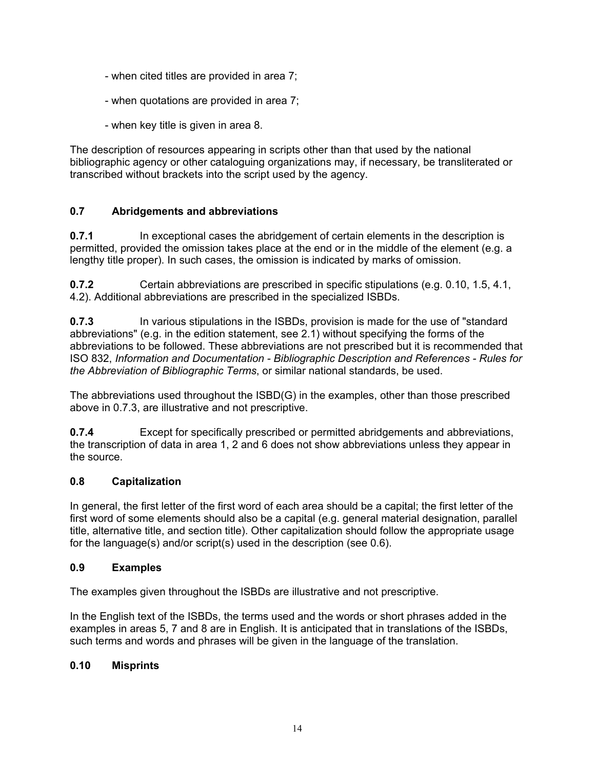- when cited titles are provided in area 7;

- when quotations are provided in area 7;

- when key title is given in area 8.

The description of resources appearing in scripts other than that used by the national bibliographic agency or other cataloguing organizations may, if necessary, be transliterated or transcribed without brackets into the script used by the agency.

## 0.7 Abridgements and abbreviations

**0.7.1** In exceptional cases the abridgement of certain elements in the description is permitted, provided the omission takes place at the end or in the middle of the element (e.g. a lengthy title proper). In such cases, the omission is indicated by marks of omission.

**0.7.2** Certain abbreviations are prescribed in specific stipulations (e.g. 0.10, 1.5, 4.1, 4.2). Additional abbreviations are prescribed in the specialized ISBDs.

**0.7.3** In various stipulations in the ISBDs, provision is made for the use of "standard abbreviations" (e.g. in the edition statement, see 2.1) without specifying the forms of the abbreviations to be followed. These abbreviations are not prescribed but it is recommended that ISO 832, *Information and Documentation - Bibliographic Description and References - Rules for the Abbreviation of Bibliographic Terms*, or similar national standards, be used.

The abbreviations used throughout the ISBD(G) in the examples, other than those prescribed above in 0.7.3, are illustrative and not prescriptive.

**0.7.4** Except for specifically prescribed or permitted abridgements and abbreviations, the transcription of data in area 1, 2 and 6 does not show abbreviations unless they appear in the source.

## 0.8 Capitalization

In general, the first letter of the first word of each area should be a capital; the first letter of the first word of some elements should also be a capital (e.g. general material designation, parallel title, alternative title, and section title). Other capitalization should follow the appropriate usage for the language(s) and/or script(s) used in the description (see 0.6).

## 0.9 Examples

The examples given throughout the ISBDs are illustrative and not prescriptive.

In the English text of the ISBDs, the terms used and the words or short phrases added in the examples in areas 5, 7 and 8 are in English. It is anticipated that in translations of the ISBDs, such terms and words and phrases will be given in the language of the translation.

## 0.10 Misprints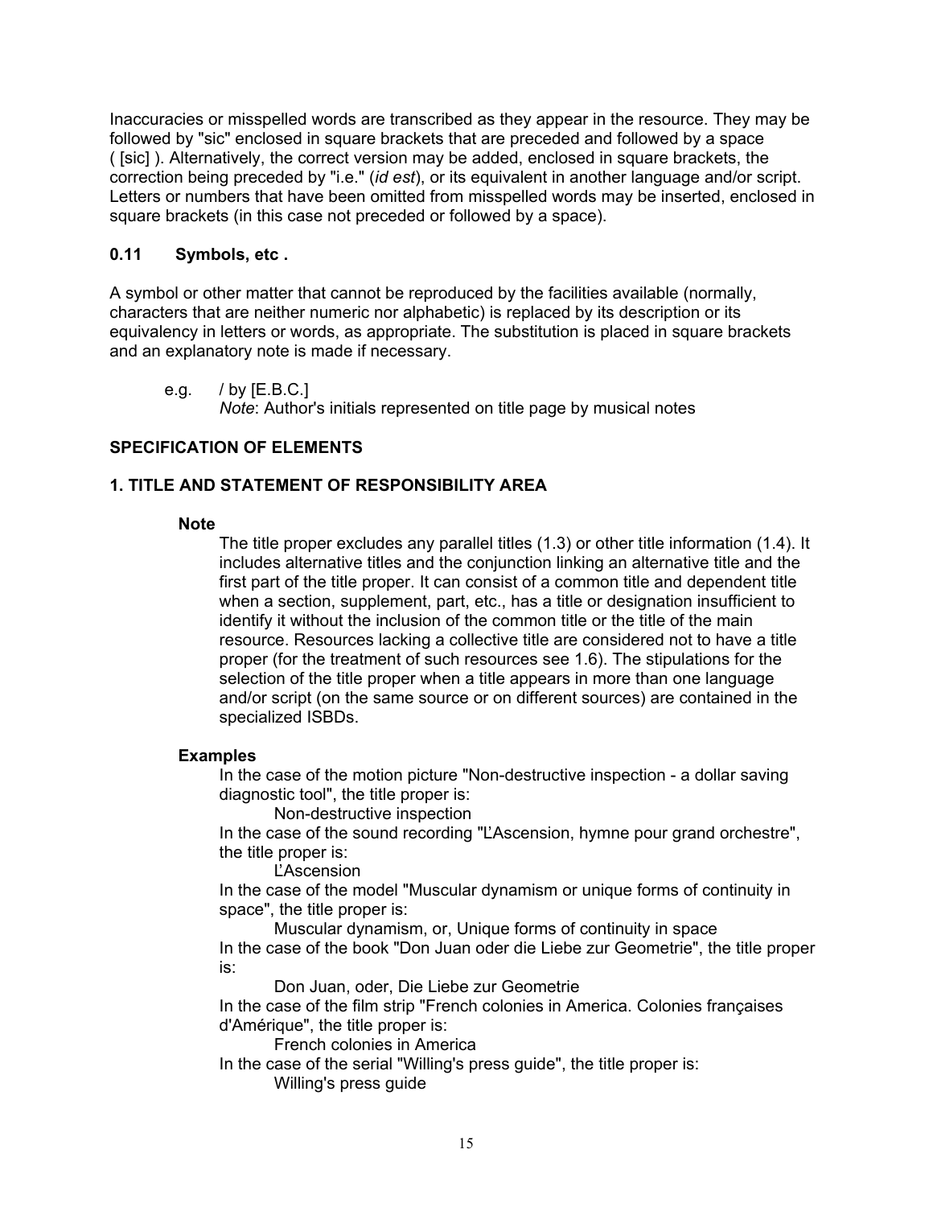Inaccuracies or misspelled words are transcribed as they appear in the resource. They may be followed by "sic" enclosed in square brackets that are preceded and followed by a space ( [sic] ). Alternatively, the correct version may be added, enclosed in square brackets, the correction being preceded by "i.e." (*id est*), or its equivalent in another language and/or script. Letters or numbers that have been omitted from misspelled words may be inserted, enclosed in square brackets (in this case not preceded or followed by a space).

### 0.11 Symbols, etc .

A symbol or other matter that cannot be reproduced by the facilities available (normally, characters that are neither numeric nor alphabetic) is replaced by its description or its equivalency in letters or words, as appropriate. The substitution is placed in square brackets and an explanatory note is made if necessary.

e.g. / by [E.B.C.]
*Note*: Author's initials represented on title page by musical notes

## SPECIFICATION OF ELEMENTS

## 1. TITLE AND STATEMENT OF RESPONSIBILITY AREA

**Note**

The title proper excludes any parallel titles (1.3) or other title information (1.4). It includes alternative titles and the conjunction linking an alternative title and the first part of the title proper. It can consist of a common title and dependent title when a section, supplement, part, etc., has a title or designation insufficient to identify it without the inclusion of the common title or the title of the main resource. Resources lacking a collective title are considered not to have a title proper (for the treatment of such resources see 1.6). The stipulations for the selection of the title proper when a title appears in more than one language and/or script (on the same source or on different sources) are contained in the specialized ISBDs.

**Examples**

In the case of the motion picture "Non-destructive inspection - a dollar saving diagnostic tool", the title proper is:
Non-destructive inspection

In the case of the sound recording "L'Ascension, hymne pour grand orchestre", the title proper is:
L'Ascension

In the case of the model "Muscular dynamism or unique forms of continuity in space", the title proper is:
Muscular dynamism, or, Unique forms of continuity in space

In the case of the book "Don Juan oder die Liebe zur Geometrie", the title proper is:
Don Juan, oder, Die Liebe zur Geometrie

In the case of the film strip "French colonies in America. Colonies françaises d'Amérique", the title proper is:
French colonies in America

In the case of the serial "Willing's press guide", the title proper is:
Willing's press guide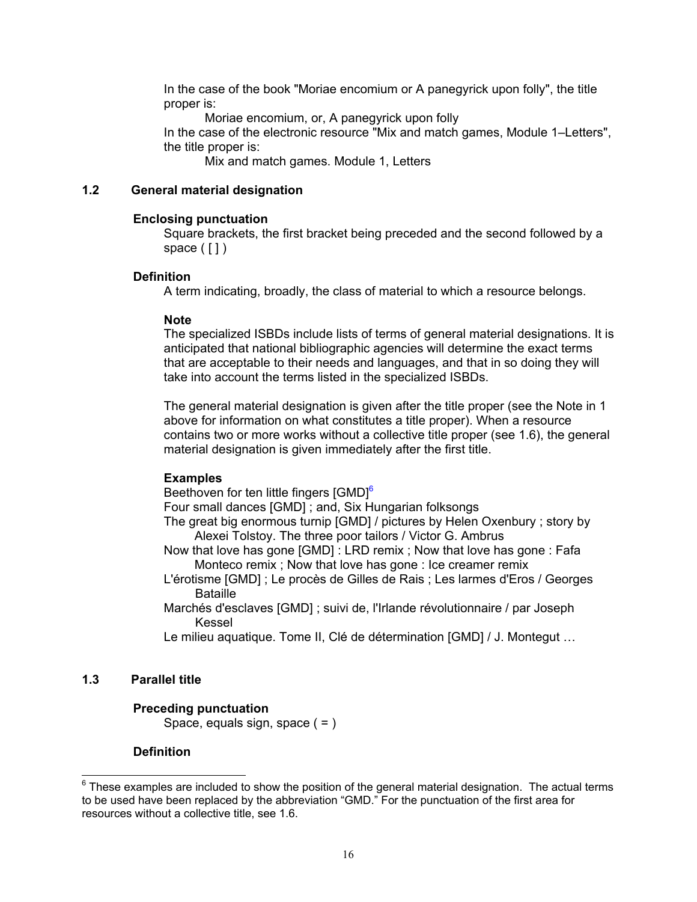In the case of the book "Moriae encomium or A panegyrick upon folly", the title proper is:

Moriae encomium, or, A panegyrick upon folly

In the case of the electronic resource "Mix and match games, Module 1–Letters", the title proper is:

Mix and match games. Module 1, Letters

### 1.2 General material designation

**Enclosing punctuation**

Square brackets, the first bracket being preceded and the second followed by a space ( [ ] )

**Definition**

A term indicating, broadly, the class of material to which a resource belongs.

**Note**

The specialized ISBDs include lists of terms of general material designations. It is anticipated that national bibliographic agencies will determine the exact terms that are acceptable to their needs and languages, and that in so doing they will take into account the terms listed in the specialized ISBDs.

The general material designation is given after the title proper (see the Note in 1 above for information on what constitutes a title proper). When a resource contains two or more works without a collective title proper (see 1.6), the general material designation is given immediately after the first title.

**Examples**

Beethoven for ten little fingers [GMD][6]

Four small dances [GMD] ; and, Six Hungarian folksongs

The great big enormous turnip [GMD] / pictures by Helen Oxenbury ; story by Alexei Tolstoy. The three poor tailors / Victor G. Ambrus

Now that love has gone [GMD] : LRD remix ; Now that love has gone : Fafa Monteco remix ; Now that love has gone : Ice creamer remix

L'érotisme [GMD] ; Le procès de Gilles de Rais ; Les larmes d'Eros / Georges Bataille

Marchés d'esclaves [GMD] ; suivi de, l'Irlande révolutionnaire / par Joseph Kessel

Le milieu aquatique. Tome II, Clé de détermination [GMD] / J. Montegut …

### 1.3 Parallel title

**Preceding punctuation**

Space, equals sign, space ( = )

**Definition**

---

[6] These examples are included to show the position of the general material designation. The actual terms to be used have been replaced by the abbreviation "GMD." For the punctuation of the first area for resources without a collective title, see 1.6.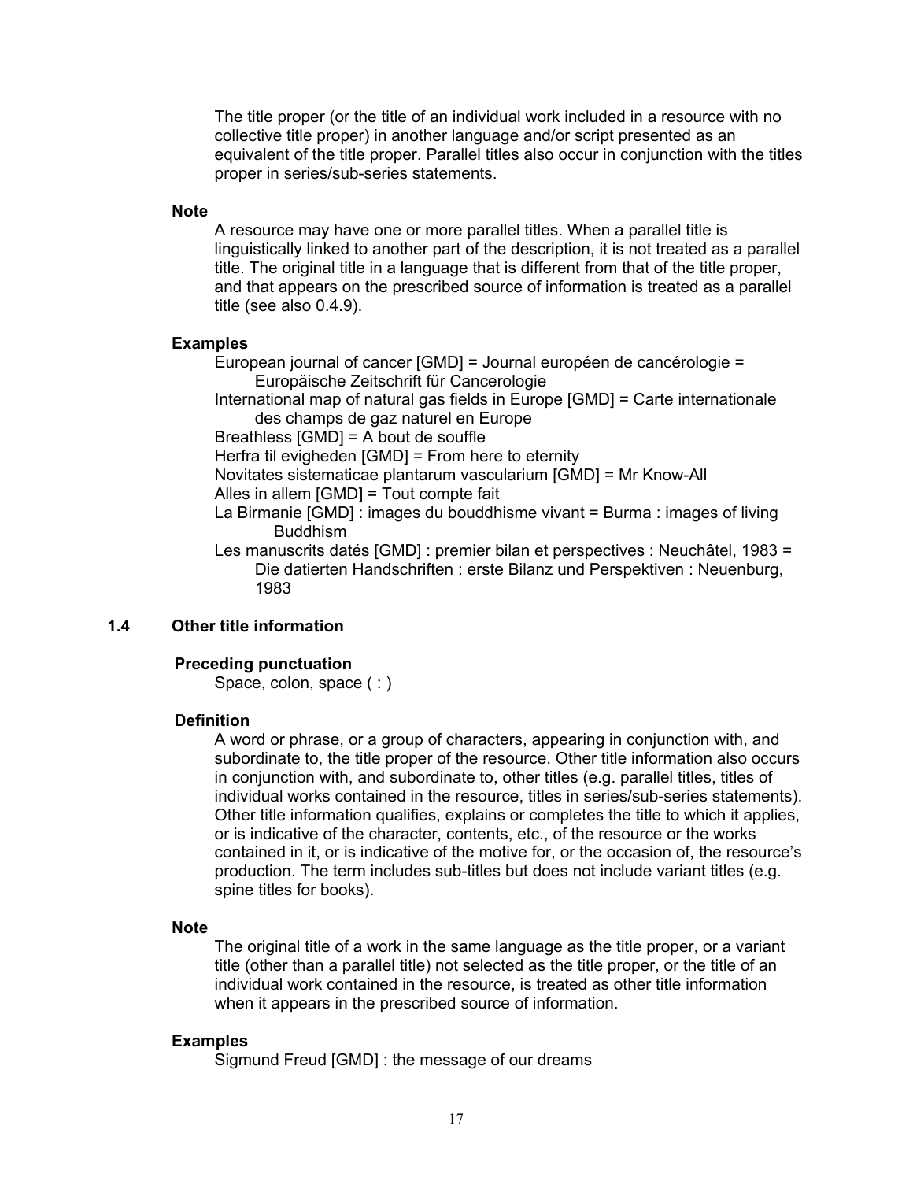The title proper (or the title of an individual work included in a resource with no collective title proper) in another language and/or script presented as an equivalent of the title proper. Parallel titles also occur in conjunction with the titles proper in series/sub-series statements.

**Note**

A resource may have one or more parallel titles. When a parallel title is linguistically linked to another part of the description, it is not treated as a parallel title. The original title in a language that is different from that of the title proper, and that appears on the prescribed source of information is treated as a parallel title (see also 0.4.9).

**Examples**

European journal of cancer [GMD] = Journal européen de cancérologie = Europäische Zeitschrift für Cancerologie
International map of natural gas fields in Europe [GMD] = Carte internationale des champs de gaz naturel en Europe
Breathless [GMD] = A bout de souffle
Herfra til evigheden [GMD] = From here to eternity
Novitates sistematicae plantarum vascularium [GMD] = Mr Know-All
Alles in allem [GMD] = Tout compte fait
La Birmanie [GMD] : images du bouddhisme vivant = Burma : images of living Buddhism
Les manuscrits datés [GMD] : premier bilan et perspectives : Neuchâtel, 1983 = Die datierten Handschriften : erste Bilanz und Perspektiven : Neuenburg, 1983

## 1.4 Other title information

**Preceding punctuation**

Space, colon, space ( : )

**Definition**

A word or phrase, or a group of characters, appearing in conjunction with, and subordinate to, the title proper of the resource. Other title information also occurs in conjunction with, and subordinate to, other titles (e.g. parallel titles, titles of individual works contained in the resource, titles in series/sub-series statements). Other title information qualifies, explains or completes the title to which it applies, or is indicative of the character, contents, etc., of the resource or the works contained in it, or is indicative of the motive for, or the occasion of, the resource's production. The term includes sub-titles but does not include variant titles (e.g. spine titles for books).

**Note**

The original title of a work in the same language as the title proper, or a variant title (other than a parallel title) not selected as the title proper, or the title of an individual work contained in the resource, is treated as other title information when it appears in the prescribed source of information.

**Examples**

Sigmund Freud [GMD] : the message of our dreams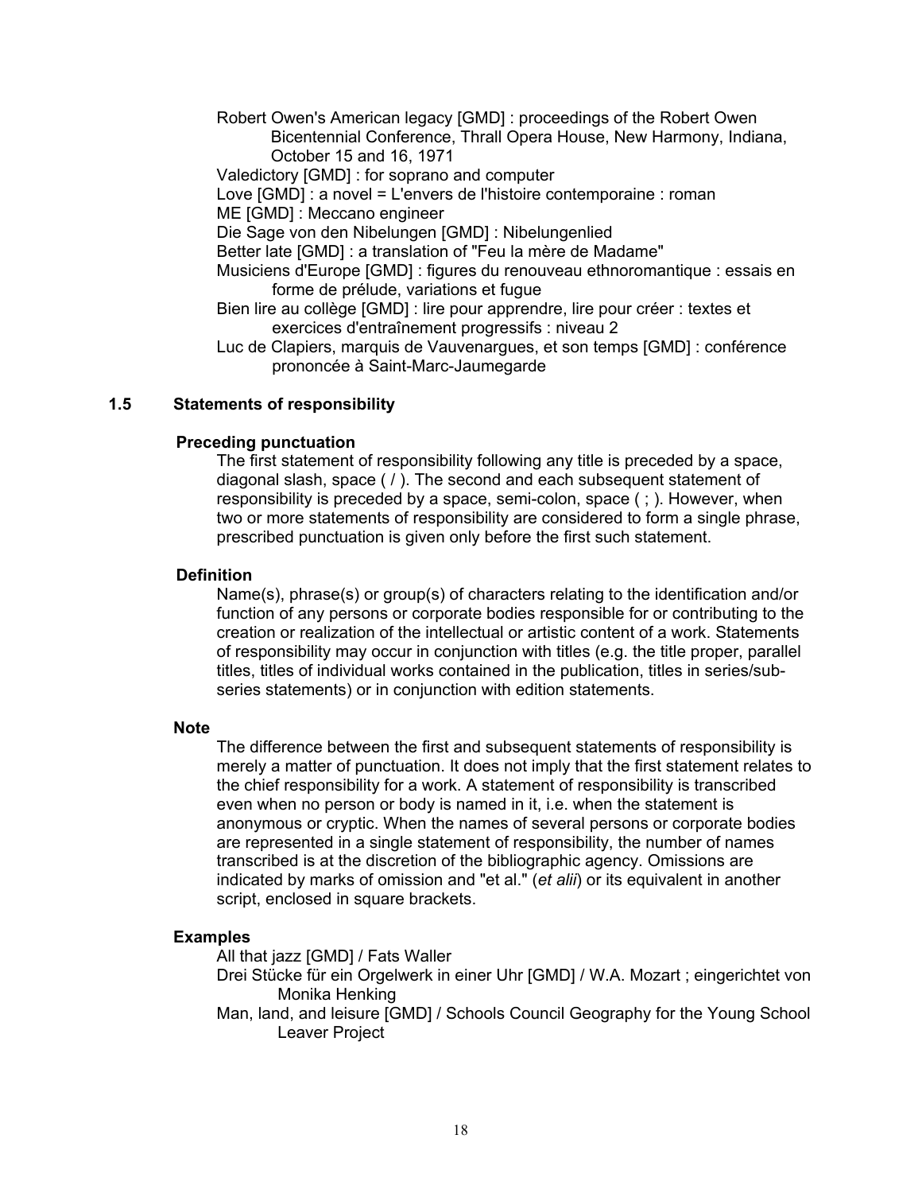Robert Owen's American legacy [GMD] : proceedings of the Robert Owen Bicentennial Conference, Thrall Opera House, New Harmony, Indiana, October 15 and 16, 1971

Valedictory [GMD] : for soprano and computer

Love [GMD] : a novel = L'envers de l'histoire contemporaine : roman

ME [GMD] : Meccano engineer

Die Sage von den Nibelungen [GMD] : Nibelungenlied

Better late [GMD] : a translation of "Feu la mère de Madame"

Musiciens d'Europe [GMD] : figures du renouveau ethnoromantique : essais en forme de prélude, variations et fugue

Bien lire au collège [GMD] : lire pour apprendre, lire pour créer : textes et exercices d'entraînement progressifs : niveau 2

Luc de Clapiers, marquis de Vauvenargues, et son temps [GMD] : conférence prononcée à Saint-Marc-Jaumegarde

## 1.5 Statements of responsibility

**Preceding punctuation**

The first statement of responsibility following any title is preceded by a space, diagonal slash, space ( / ). The second and each subsequent statement of responsibility is preceded by a space, semi-colon, space ( ; ). However, when two or more statements of responsibility are considered to form a single phrase, prescribed punctuation is given only before the first such statement.

**Definition**

Name(s), phrase(s) or group(s) of characters relating to the identification and/or function of any persons or corporate bodies responsible for or contributing to the creation or realization of the intellectual or artistic content of a work. Statements of responsibility may occur in conjunction with titles (e.g. the title proper, parallel titles, titles of individual works contained in the publication, titles in series/sub-series statements) or in conjunction with edition statements.

**Note**

The difference between the first and subsequent statements of responsibility is merely a matter of punctuation. It does not imply that the first statement relates to the chief responsibility for a work. A statement of responsibility is transcribed even when no person or body is named in it, i.e. when the statement is anonymous or cryptic. When the names of several persons or corporate bodies are represented in a single statement of responsibility, the number of names transcribed is at the discretion of the bibliographic agency. Omissions are indicated by marks of omission and "et al." (*et alii*) or its equivalent in another script, enclosed in square brackets.

**Examples**

All that jazz [GMD] / Fats Waller

Drei Stücke für ein Orgelwerk in einer Uhr [GMD] / W.A. Mozart ; eingerichtet von Monika Henking

Man, land, and leisure [GMD] / Schools Council Geography for the Young School Leaver Project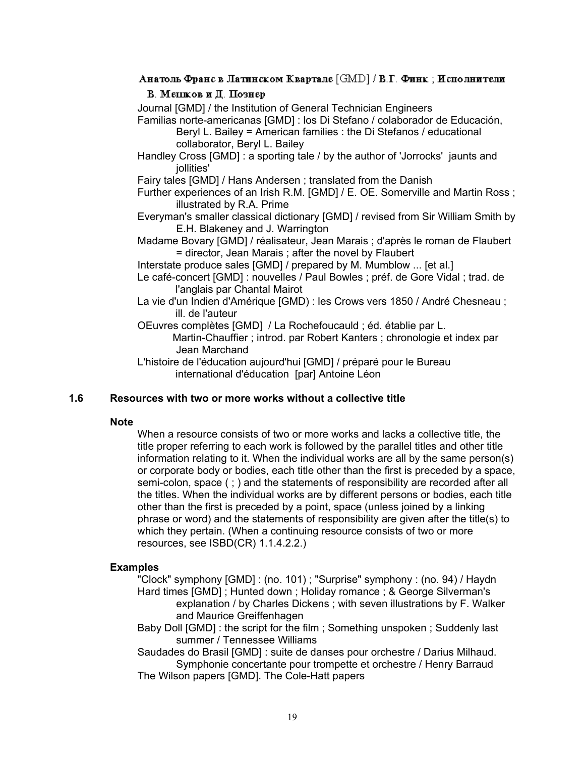Анатоль Франс в Латинском Квартале [GMD] / В.Г. Финк ; Исполнители В. Мешков и Д. Познер

Journal [GMD] / the Institution of General Technician Engineers

Familias norte-americanas [GMD] : los Di Stefano / colaborador de Educación, Beryl L. Bailey = American families : the Di Stefanos / educational collaborator, Beryl L. Bailey

Handley Cross [GMD] : a sporting tale / by the author of 'Jorrocks' jaunts and jollities'

Fairy tales [GMD] / Hans Andersen ; translated from the Danish

Further experiences of an Irish R.M. [GMD] / E. OE. Somerville and Martin Ross ; illustrated by R.A. Prime

Everyman's smaller classical dictionary [GMD] / revised from Sir William Smith by E.H. Blakeney and J. Warrington

Madame Bovary [GMD] / réalisateur, Jean Marais ; d'après le roman de Flaubert = director, Jean Marais ; after the novel by Flaubert

Interstate produce sales [GMD] / prepared by M. Mumblow ... [et al.]

Le café-concert [GMD] : nouvelles / Paul Bowles ; préf. de Gore Vidal ; trad. de l'anglais par Chantal Mairot

La vie d'un Indien d'Amérique [GMD) : les Crows vers 1850 / André Chesneau ; ill. de l'auteur

OEuvres complètes [GMD] / La Rochefoucauld ; éd. établie par L. Martin-Chauffier ; introd. par Robert Kanters ; chronologie et index par Jean Marchand

L'histoire de l'éducation aujourd'hui [GMD] / préparé pour le Bureau international d'éducation [par] Antoine Léon

## 1.6 Resources with two or more works without a collective title

### Note

When a resource consists of two or more works and lacks a collective title, the title proper referring to each work is followed by the parallel titles and other title information relating to it. When the individual works are all by the same person(s) or corporate body or bodies, each title other than the first is preceded by a space, semi-colon, space ( ; ) and the statements of responsibility are recorded after all the titles. When the individual works are by different persons or bodies, each title other than the first is preceded by a point, space (unless joined by a linking phrase or word) and the statements of responsibility are given after the title(s) to which they pertain. (When a continuing resource consists of two or more resources, see ISBD(CR) 1.1.4.2.2.)

### Examples

"Clock" symphony [GMD] : (no. 101) ; "Surprise" symphony : (no. 94) / Haydn

Hard times [GMD] ; Hunted down ; Holiday romance ; & George Silverman's explanation / by Charles Dickens ; with seven illustrations by F. Walker and Maurice Greiffenhagen

Baby Doll [GMD] : the script for the film ; Something unspoken ; Suddenly last summer / Tennessee Williams

Saudades do Brasil [GMD] : suite de danses pour orchestre / Darius Milhaud. Symphonie concertante pour trompette et orchestre / Henry Barraud

The Wilson papers [GMD]. The Cole-Hatt papers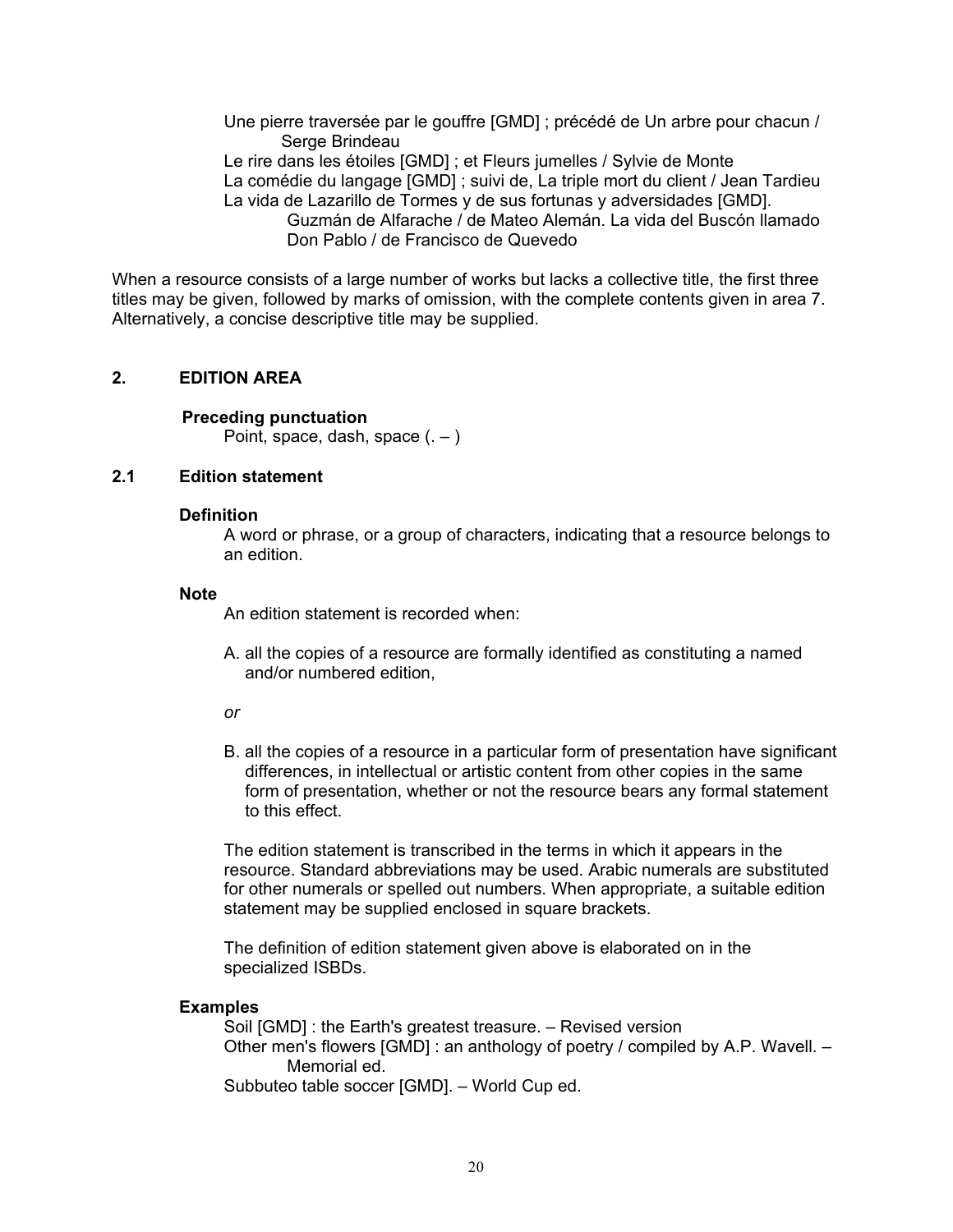Une pierre traversée par le gouffre [GMD] ; précédé de Un arbre pour chacun / Serge Brindeau
Le rire dans les étoiles [GMD] ; et Fleurs jumelles / Sylvie de Monte
La comédie du langage [GMD] ; suivi de, La triple mort du client / Jean Tardieu
La vida de Lazarillo de Tormes y de sus fortunas y adversidades [GMD]. Guzmán de Alfarache / de Mateo Alemán. La vida del Buscón llamado Don Pablo / de Francisco de Quevedo

When a resource consists of a large number of works but lacks a collective title, the first three titles may be given, followed by marks of omission, with the complete contents given in area 7. Alternatively, a concise descriptive title may be supplied.

## 2. EDITION AREA

**Preceding punctuation**

Point, space, dash, space (. – )

### 2.1 Edition statement

**Definition**

A word or phrase, or a group of characters, indicating that a resource belongs to an edition.

**Note**

An edition statement is recorded when:

A. all the copies of a resource are formally identified as constituting a named and/or numbered edition,

*or*

B. all the copies of a resource in a particular form of presentation have significant differences, in intellectual or artistic content from other copies in the same form of presentation, whether or not the resource bears any formal statement to this effect.

The edition statement is transcribed in the terms in which it appears in the resource. Standard abbreviations may be used. Arabic numerals are substituted for other numerals or spelled out numbers. When appropriate, a suitable edition statement may be supplied enclosed in square brackets.

The definition of edition statement given above is elaborated on in the specialized ISBDs.

**Examples**

Soil [GMD] : the Earth's greatest treasure. – Revised version
Other men's flowers [GMD] : an anthology of poetry / compiled by A.P. Wavell. – Memorial ed.
Subbuteo table soccer [GMD]. – World Cup ed.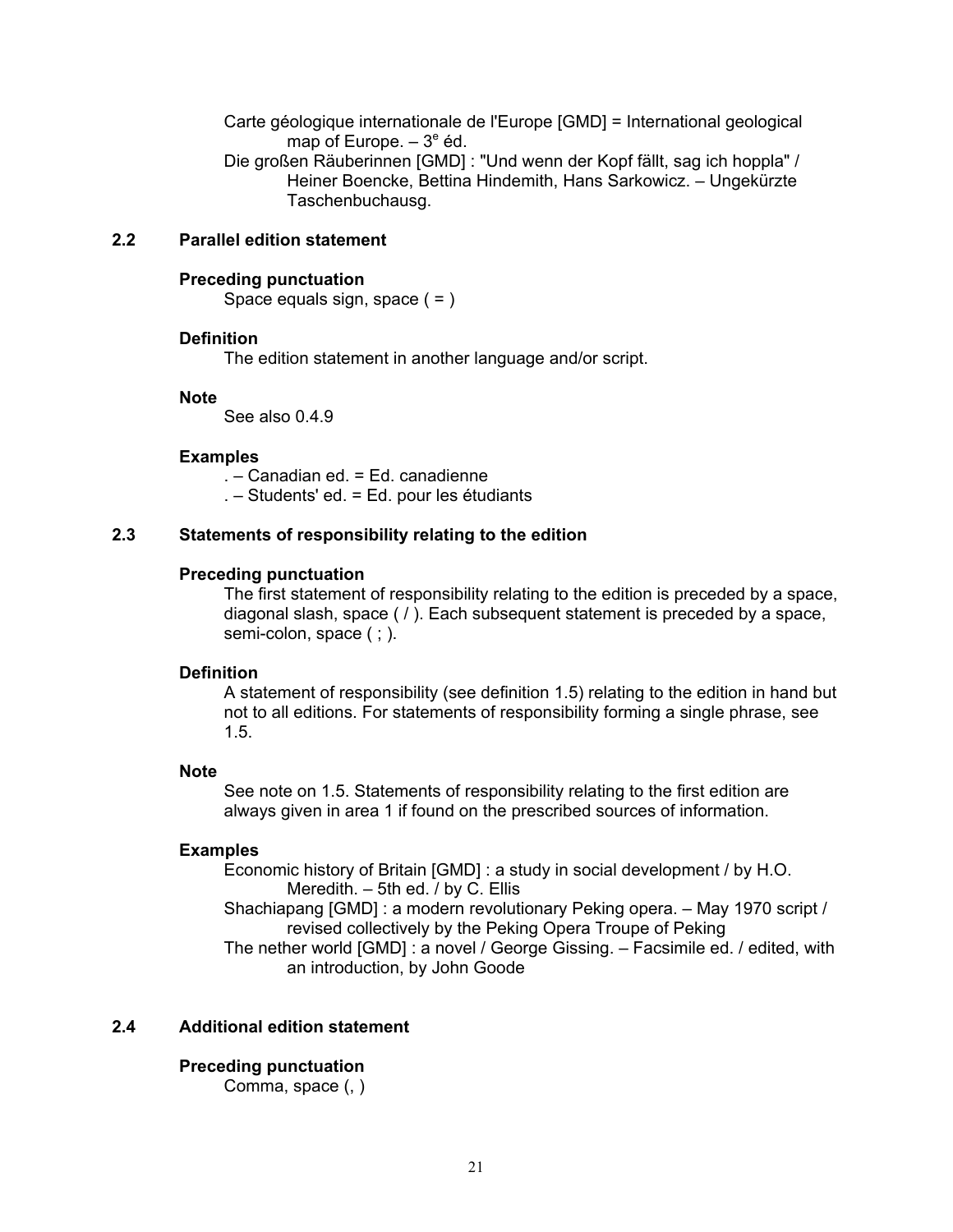Carte géologique internationale de l'Europe [GMD] = International geological map of Europe. – 3$^{e}$ éd.

Die großen Räuberinnen [GMD] : "Und wenn der Kopf fällt, sag ich hoppla" / Heiner Boencke, Bettina Hindemith, Hans Sarkowicz. – Ungekürzte Taschenbuchausg.

## 2.2 Parallel edition statement

**Preceding punctuation**

Space equals sign, space ( = )

**Definition**

The edition statement in another language and/or script.

**Note**

See also 0.4.9

**Examples**

. – Canadian ed. = Ed. canadienne

. – Students' ed. = Ed. pour les étudiants

## 2.3 Statements of responsibility relating to the edition

**Preceding punctuation**

The first statement of responsibility relating to the edition is preceded by a space, diagonal slash, space ( / ). Each subsequent statement is preceded by a space, semi-colon, space ( ; ).

**Definition**

A statement of responsibility (see definition 1.5) relating to the edition in hand but not to all editions. For statements of responsibility forming a single phrase, see 1.5.

**Note**

See note on 1.5. Statements of responsibility relating to the first edition are always given in area 1 if found on the prescribed sources of information.

**Examples**

Economic history of Britain [GMD] : a study in social development / by H.O. Meredith. – 5th ed. / by C. Ellis

Shachiapang [GMD] : a modern revolutionary Peking opera. – May 1970 script / revised collectively by the Peking Opera Troupe of Peking

The nether world [GMD] : a novel / George Gissing. – Facsimile ed. / edited, with an introduction, by John Goode

## 2.4 Additional edition statement

**Preceding punctuation**

Comma, space (, )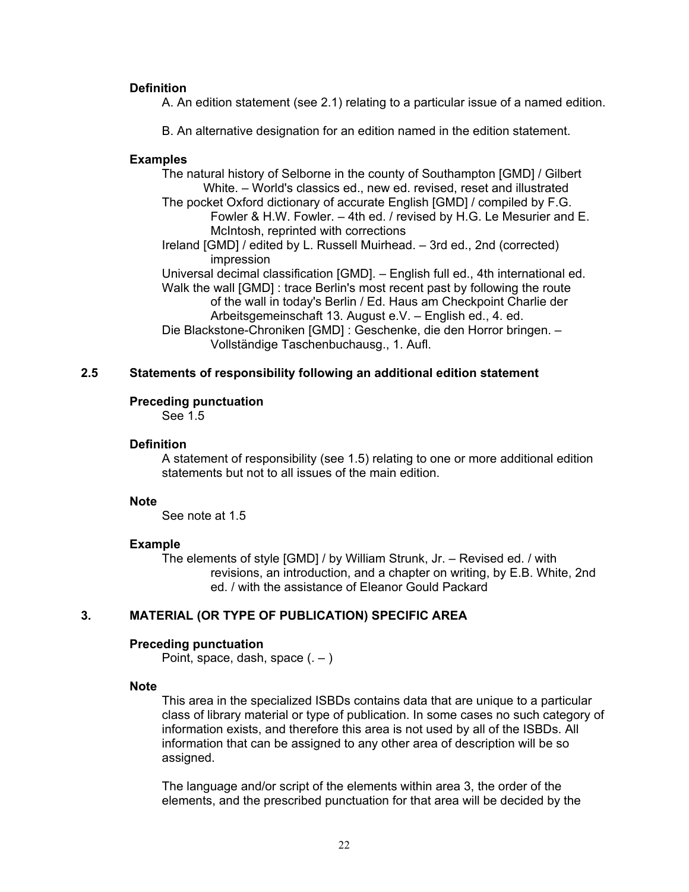**Definition**

A. An edition statement (see 2.1) relating to a particular issue of a named edition.

B. An alternative designation for an edition named in the edition statement.

**Examples**

The natural history of Selborne in the county of Southampton [GMD] / Gilbert White. – World's classics ed., new ed. revised, reset and illustrated

The pocket Oxford dictionary of accurate English [GMD] / compiled by F.G. Fowler & H.W. Fowler. – 4th ed. / revised by H.G. Le Mesurier and E. McIntosh, reprinted with corrections

Ireland [GMD] / edited by L. Russell Muirhead. – 3rd ed., 2nd (corrected) impression

Universal decimal classification [GMD]. – English full ed., 4th international ed.

Walk the wall [GMD] : trace Berlin's most recent past by following the route of the wall in today's Berlin / Ed. Haus am Checkpoint Charlie der Arbeitsgemeinschaft 13. August e.V. – English ed., 4. ed.

Die Blackstone-Chroniken [GMD] : Geschenke, die den Horror bringen. – Vollständige Taschenbuchausg., 1. Aufl.

## 2.5 Statements of responsibility following an additional edition statement

**Preceding punctuation**

See 1.5

**Definition**

A statement of responsibility (see 1.5) relating to one or more additional edition statements but not to all issues of the main edition.

**Note**

See note at 1.5

**Example**

The elements of style [GMD] / by William Strunk, Jr. – Revised ed. / with revisions, an introduction, and a chapter on writing, by E.B. White, 2nd ed. / with the assistance of Eleanor Gould Packard

# 3. MATERIAL (OR TYPE OF PUBLICATION) SPECIFIC AREA

**Preceding punctuation**

Point, space, dash, space (. – )

**Note**

This area in the specialized ISBDs contains data that are unique to a particular class of library material or type of publication. In some cases no such category of information exists, and therefore this area is not used by all of the ISBDs. All information that can be assigned to any other area of description will be so assigned.

The language and/or script of the elements within area 3, the order of the elements, and the prescribed punctuation for that area will be decided by the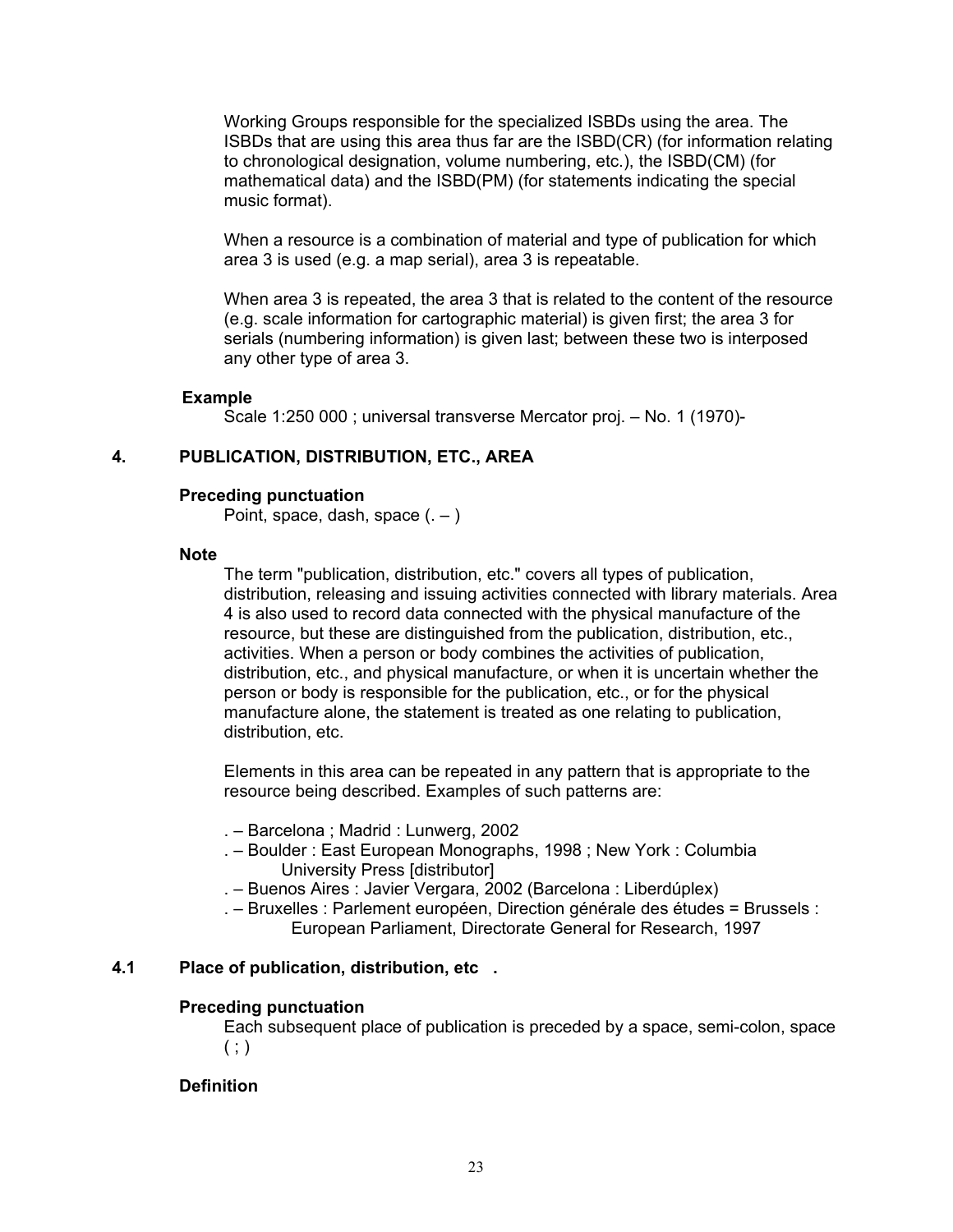Working Groups responsible for the specialized ISBDs using the area. The ISBDs that are using this area thus far are the ISBD(CR) (for information relating to chronological designation, volume numbering, etc.), the ISBD(CM) (for mathematical data) and the ISBD(PM) (for statements indicating the special music format).

When a resource is a combination of material and type of publication for which area 3 is used (e.g. a map serial), area 3 is repeatable.

When area 3 is repeated, the area 3 that is related to the content of the resource (e.g. scale information for cartographic material) is given first; the area 3 for serials (numbering information) is given last; between these two is interposed any other type of area 3.

**Example**

Scale 1:250 000 ; universal transverse Mercator proj. – No. 1 (1970)-

## 4. PUBLICATION, DISTRIBUTION, ETC., AREA

**Preceding punctuation**

Point, space, dash, space (. – )

**Note**

The term "publication, distribution, etc." covers all types of publication, distribution, releasing and issuing activities connected with library materials. Area 4 is also used to record data connected with the physical manufacture of the resource, but these are distinguished from the publication, distribution, etc., activities. When a person or body combines the activities of publication, distribution, etc., and physical manufacture, or when it is uncertain whether the person or body is responsible for the publication, etc., or for the physical manufacture alone, the statement is treated as one relating to publication, distribution, etc.

Elements in this area can be repeated in any pattern that is appropriate to the resource being described. Examples of such patterns are:

. – Barcelona ; Madrid : Lunwerg, 2002
. – Boulder : East European Monographs, 1998 ; New York : Columbia University Press [distributor]
. – Buenos Aires : Javier Vergara, 2002 (Barcelona : Liberdúplex)
. – Bruxelles : Parlement européen, Direction générale des études = Brussels : European Parliament, Directorate General for Research, 1997

### 4.1 Place of publication, distribution, etc .

**Preceding punctuation**

Each subsequent place of publication is preceded by a space, semi-colon, space ( ; )

**Definition**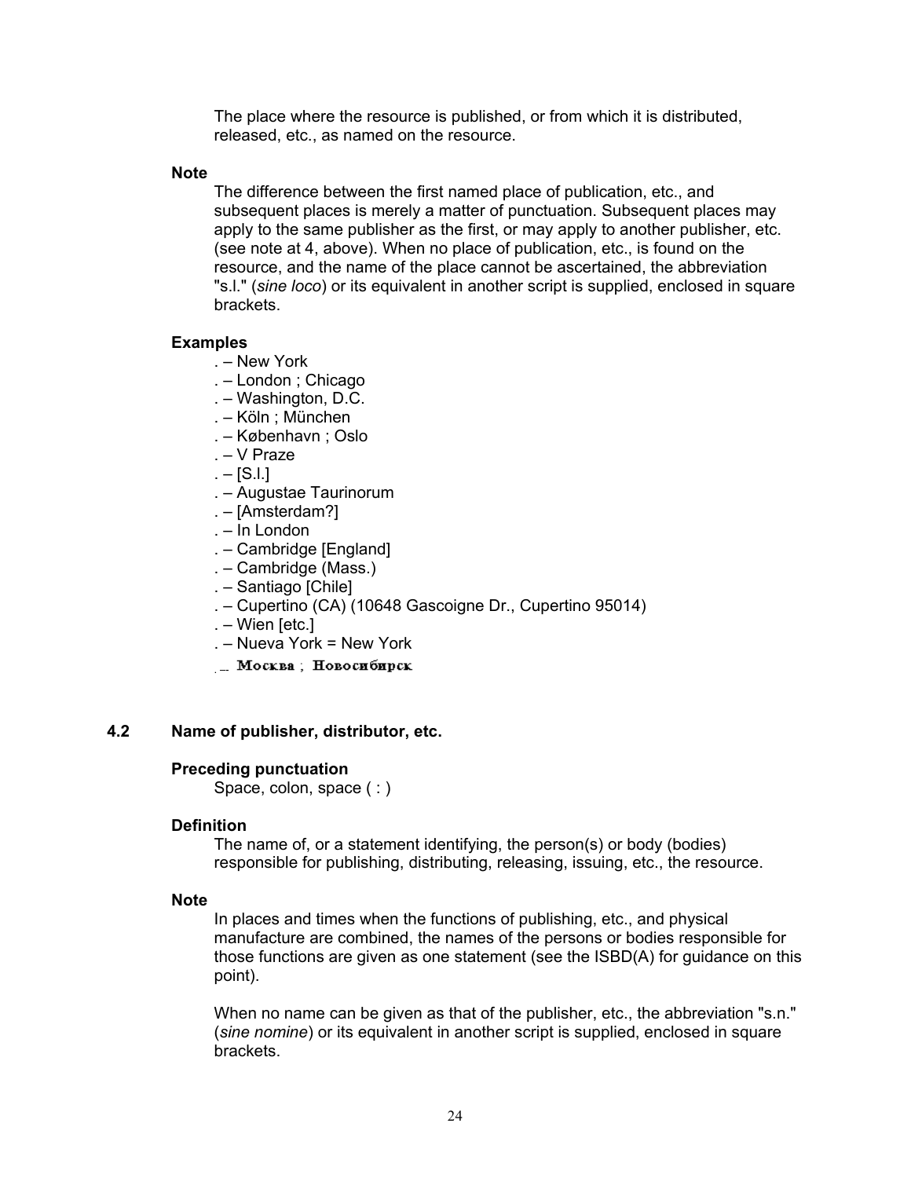The place where the resource is published, or from which it is distributed, released, etc., as named on the resource.

**Note**

The difference between the first named place of publication, etc., and subsequent places is merely a matter of punctuation. Subsequent places may apply to the same publisher as the first, or may apply to another publisher, etc. (see note at 4, above). When no place of publication, etc., is found on the resource, and the name of the place cannot be ascertained, the abbreviation "s.l." (*sine loco*) or its equivalent in another script is supplied, enclosed in square brackets.

**Examples**

. – New York
. – London ; Chicago
. – Washington, D.C.
. – Köln ; München
. – København ; Oslo
. – V Praze
. – [S.l.]
. – Augustae Taurinorum
. – [Amsterdam?]
. – In London
. – Cambridge [England]
. – Cambridge (Mass.)
. – Santiago [Chile]
. – Cupertino (CA) (10648 Gascoigne Dr., Cupertino 95014)
. – Wien [etc.]
. – Nueva York = New York
. – Москва ; Новосибирск

### 4.2 Name of publisher, distributor, etc.

**Preceding punctuation**

Space, colon, space ( : )

**Definition**

The name of, or a statement identifying, the person(s) or body (bodies) responsible for publishing, distributing, releasing, issuing, etc., the resource.

**Note**

In places and times when the functions of publishing, etc., and physical manufacture are combined, the names of the persons or bodies responsible for those functions are given as one statement (see the ISBD(A) for guidance on this point).

When no name can be given as that of the publisher, etc., the abbreviation "s.n." (*sine nomine*) or its equivalent in another script is supplied, enclosed in square brackets.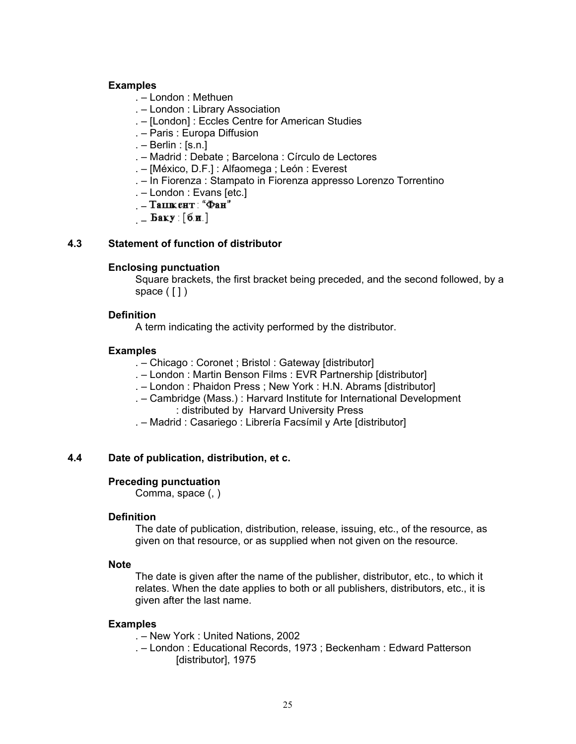**Examples**

. – London : Methuen
. – London : Library Association
. – [London] : Eccles Centre for American Studies
. – Paris : Europa Diffusion
. – Berlin : [s.n.]
. – Madrid : Debate ; Barcelona : Círculo de Lectores
. – [México, D.F.] : Alfaomega ; León : Everest
. – In Fiorenza : Stampato in Fiorenza appresso Lorenzo Torrentino
. – London : Evans [etc.]
. – Ташкент : "Фан"
. – Баку : [б.и.]

## 4.3 Statement of function of distributor

**Enclosing punctuation**

Square brackets, the first bracket being preceded, and the second followed, by a space ( [ ] )

**Definition**

A term indicating the activity performed by the distributor.

**Examples**

. – Chicago : Coronet ; Bristol : Gateway [distributor]
. – London : Martin Benson Films : EVR Partnership [distributor]
. – London : Phaidon Press ; New York : H.N. Abrams [distributor]
. – Cambridge (Mass.) : Harvard Institute for International Development
: distributed by Harvard University Press
. – Madrid : Casariego : Librería Facsímil y Arte [distributor]

## 4.4 Date of publication, distribution, et c.

**Preceding punctuation**

Comma, space (, )

**Definition**

The date of publication, distribution, release, issuing, etc., of the resource, as given on that resource, or as supplied when not given on the resource.

**Note**

The date is given after the name of the publisher, distributor, etc., to which it relates. When the date applies to both or all publishers, distributors, etc., it is given after the last name.

**Examples**

. – New York : United Nations, 2002
. – London : Educational Records, 1973 ; Beckenham : Edward Patterson [distributor], 1975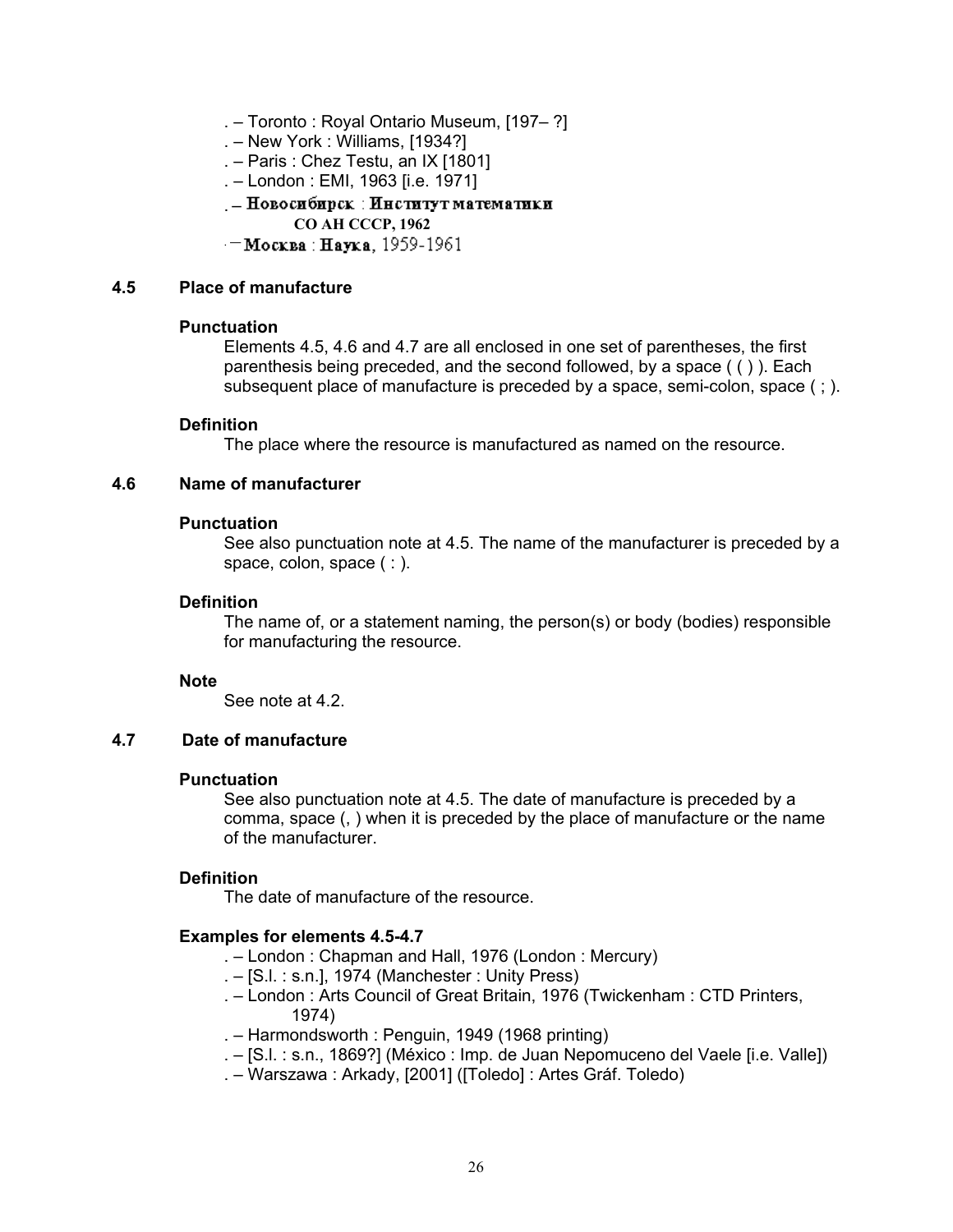. – Toronto : Royal Ontario Museum, [197– ?]  
. – New York : Williams, [1934?]  
. – Paris : Chez Testu, an IX [1801]  
. – London : EMI, 1963 [i.e. 1971]  
. – Новосибирск : Институт математики СО АН СССР, 1962  
. – Москва : Наука, 1959-1961

### 4.5 Place of manufacture

**Punctuation**

Elements 4.5, 4.6 and 4.7 are all enclosed in one set of parentheses, the first parenthesis being preceded, and the second followed, by a space ( ( ) ). Each subsequent place of manufacture is preceded by a space, semi-colon, space ( ; ).

**Definition**

The place where the resource is manufactured as named on the resource.

### 4.6 Name of manufacturer

**Punctuation**

See also punctuation note at 4.5. The name of the manufacturer is preceded by a space, colon, space ( : ).

**Definition**

The name of, or a statement naming, the person(s) or body (bodies) responsible for manufacturing the resource.

**Note**

See note at 4.2.

### 4.7 Date of manufacture

**Punctuation**

See also punctuation note at 4.5. The date of manufacture is preceded by a comma, space (, ) when it is preceded by the place of manufacture or the name of the manufacturer.

**Definition**

The date of manufacture of the resource.

**Examples for elements 4.5-4.7**

. – London : Chapman and Hall, 1976 (London : Mercury)  
. – [S.l. : s.n.], 1974 (Manchester : Unity Press)  
. – London : Arts Council of Great Britain, 1976 (Twickenham : CTD Printers, 1974)  
. – Harmondsworth : Penguin, 1949 (1968 printing)  
. – [S.l. : s.n., 1869?] (México : Imp. de Juan Nepomuceno del Vaele [i.e. Valle])  
. – Warszawa : Arkady, [2001] ([Toledo] : Artes Gráf. Toledo)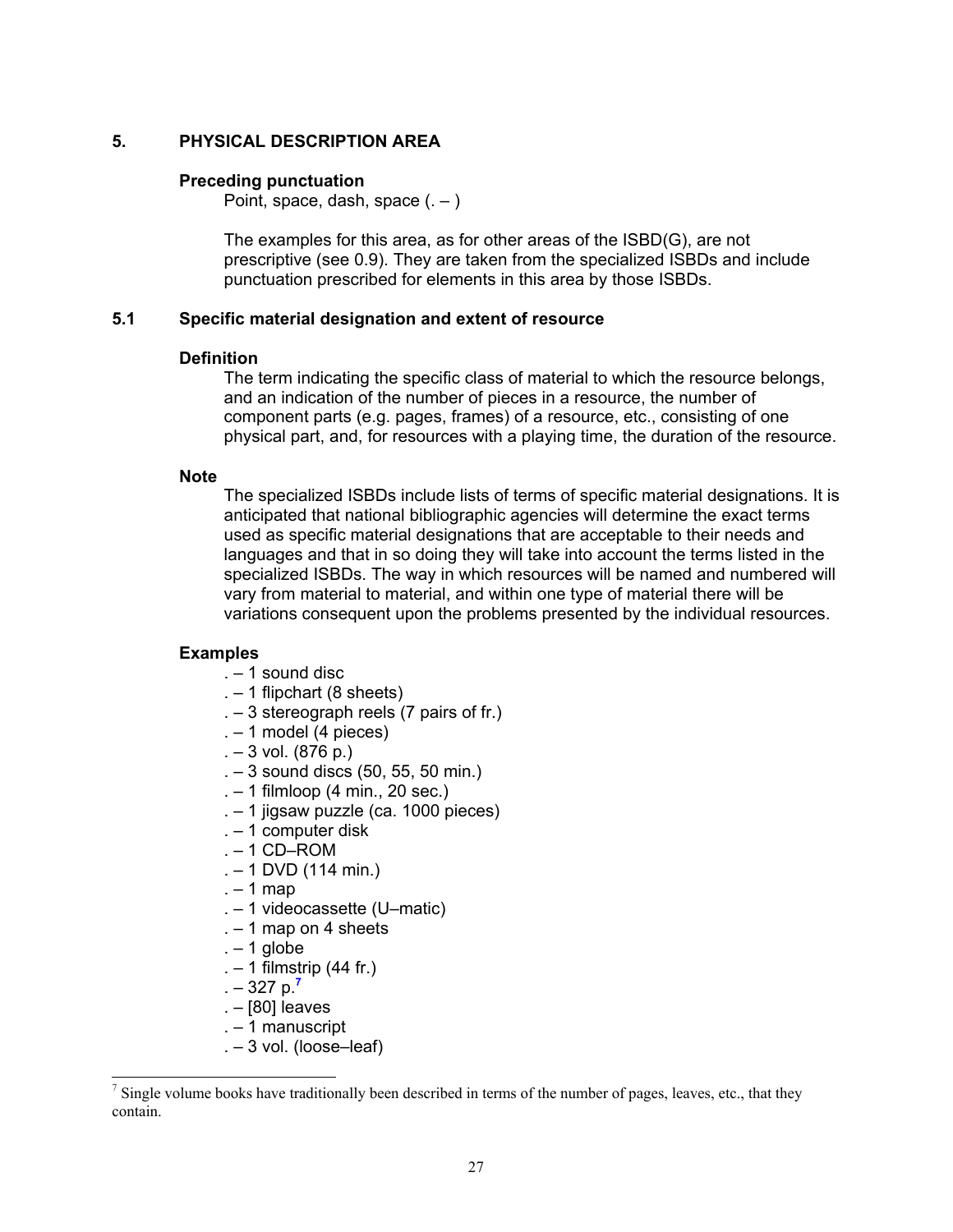## 5. PHYSICAL DESCRIPTION AREA

**Preceding punctuation**

Point, space, dash, space (. – )

The examples for this area, as for other areas of the ISBD(G), are not prescriptive (see 0.9). They are taken from the specialized ISBDs and include punctuation prescribed for elements in this area by those ISBDs.

### 5.1 Specific material designation and extent of resource

**Definition**

The term indicating the specific class of material to which the resource belongs, and an indication of the number of pieces in a resource, the number of component parts (e.g. pages, frames) of a resource, etc., consisting of one physical part, and, for resources with a playing time, the duration of the resource.

**Note**

The specialized ISBDs include lists of terms of specific material designations. It is anticipated that national bibliographic agencies will determine the exact terms used as specific material designations that are acceptable to their needs and languages and that in so doing they will take into account the terms listed in the specialized ISBDs. The way in which resources will be named and numbered will vary from material to material, and within one type of material there will be variations consequent upon the problems presented by the individual resources.

**Examples**

. – 1 sound disc
. – 1 flipchart (8 sheets)
. – 3 stereograph reels (7 pairs of fr.)
. – 1 model (4 pieces)
. – 3 vol. (876 p.)
. – 3 sound discs (50, 55, 50 min.)
. – 1 filmloop (4 min., 20 sec.)
. – 1 jigsaw puzzle (ca. 1000 pieces)
. – 1 computer disk
. – 1 CD–ROM
. – 1 DVD (114 min.)
. – 1 map
. – 1 videocassette (U–matic)
. – 1 map on 4 sheets
. – 1 globe
. – 1 filmstrip (44 fr.)
. – 327 p.[7]
. – [80] leaves
. – 1 manuscript
. – 3 vol. (loose–leaf)

[7] Single volume books have traditionally been described in terms of the number of pages, leaves, etc., that they contain.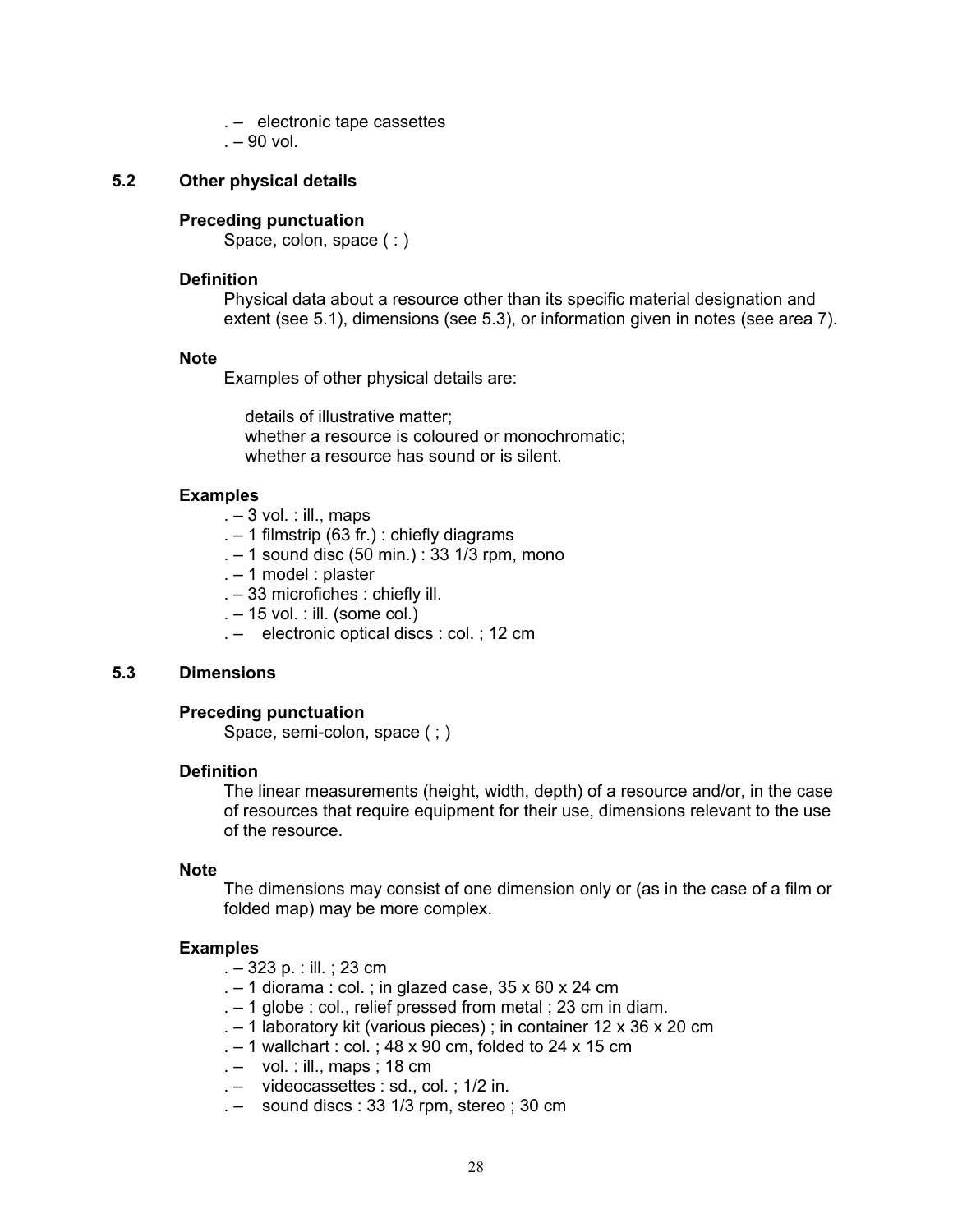. –   electronic tape cassettes
. – 90 vol.

### 5.2 Other physical details

**Preceding punctuation**

Space, colon, space ( : )

**Definition**

Physical data about a resource other than its specific material designation and extent (see 5.1), dimensions (see 5.3), or information given in notes (see area 7).

**Note**

Examples of other physical details are:

details of illustrative matter;
whether a resource is coloured or monochromatic;
whether a resource has sound or is silent.

**Examples**

. – 3 vol. : ill., maps
. – 1 filmstrip (63 fr.) : chiefly diagrams
. – 1 sound disc (50 min.) : 33 1/3 rpm, mono
. – 1 model : plaster
. – 33 microfiches : chiefly ill.
. – 15 vol. : ill. (some col.)
. –   electronic optical discs : col. ; 12 cm

### 5.3 Dimensions

**Preceding punctuation**

Space, semi-colon, space ( ; )

**Definition**

The linear measurements (height, width, depth) of a resource and/or, in the case of resources that require equipment for their use, dimensions relevant to the use of the resource.

**Note**

The dimensions may consist of one dimension only or (as in the case of a film or folded map) may be more complex.

**Examples**

. – 323 p. : ill. ; 23 cm
. – 1 diorama : col. ; in glazed case, 35 x 60 x 24 cm
. – 1 globe : col., relief pressed from metal ; 23 cm in diam.
. – 1 laboratory kit (various pieces) ; in container 12 x 36 x 20 cm
. – 1 wallchart : col. ; 48 x 90 cm, folded to 24 x 15 cm
. –   vol. : ill., maps ; 18 cm
. –   videocassettes : sd., col. ; 1/2 in.
. –   sound discs : 33 1/3 rpm, stereo ; 30 cm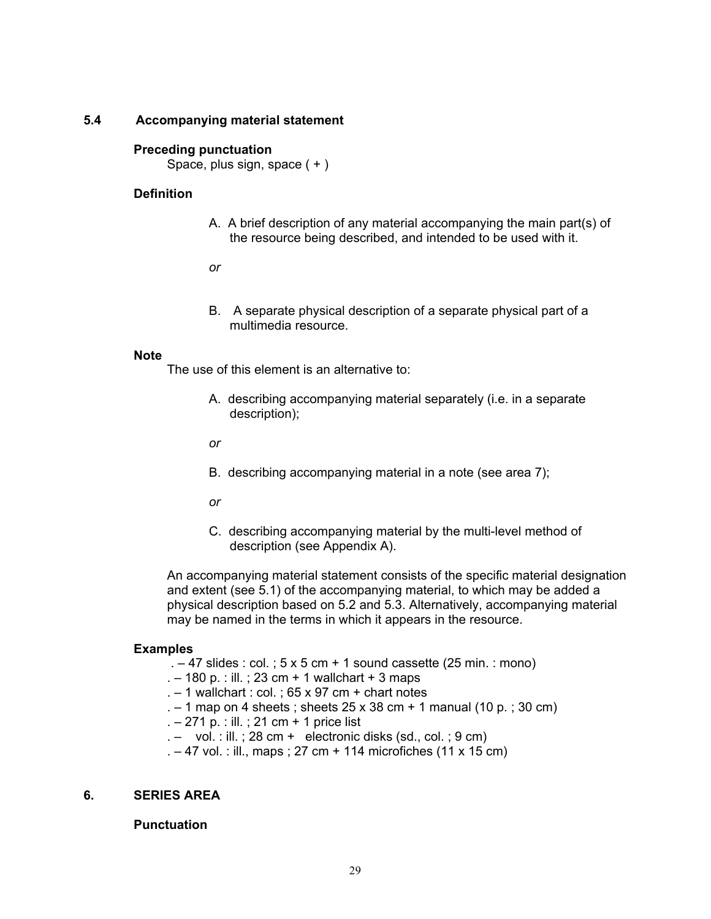### 5.4 Accompanying material statement

**Preceding punctuation**

Space, plus sign, space ( + )

**Definition**

A. A brief description of any material accompanying the main part(s) of the resource being described, and intended to be used with it.

*or*

B. A separate physical description of a separate physical part of a multimedia resource.

**Note**

The use of this element is an alternative to:

A. describing accompanying material separately (i.e. in a separate description);

*or*

B. describing accompanying material in a note (see area 7);

*or*

C. describing accompanying material by the multi-level method of description (see Appendix A).

An accompanying material statement consists of the specific material designation and extent (see 5.1) of the accompanying material, to which may be added a physical description based on 5.2 and 5.3. Alternatively, accompanying material may be named in the terms in which it appears in the resource.

**Examples**

. – 47 slides : col. ; 5 x 5 cm + 1 sound cassette (25 min. : mono)
. – 180 p. : ill. ; 23 cm + 1 wallchart + 3 maps
. – 1 wallchart : col. ; 65 x 97 cm + chart notes
. – 1 map on 4 sheets ; sheets 25 x 38 cm + 1 manual (10 p. ; 30 cm)
. – 271 p. : ill. ; 21 cm + 1 price list
. –  vol. : ill. ; 28 cm +  electronic disks (sd., col. ; 9 cm)
. – 47 vol. : ill., maps ; 27 cm + 114 microfiches (11 x 15 cm)

## 6. SERIES AREA

**Punctuation**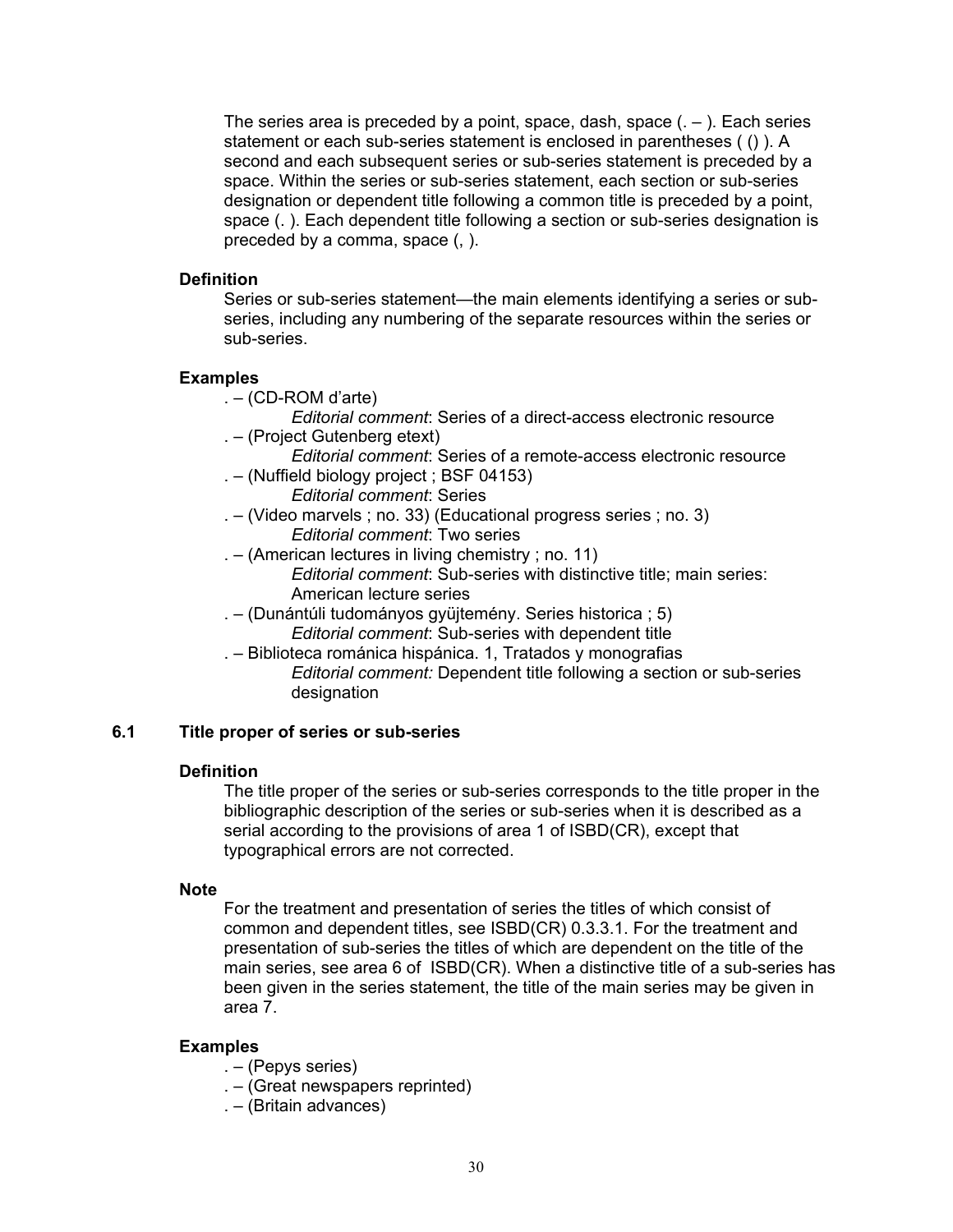The series area is preceded by a point, space, dash, space (. – ). Each series statement or each sub-series statement is enclosed in parentheses ( () ). A second and each subsequent series or sub-series statement is preceded by a space. Within the series or sub-series statement, each section or sub-series designation or dependent title following a common title is preceded by a point, space (. ). Each dependent title following a section or sub-series designation is preceded by a comma, space (, ).

**Definition**

Series or sub-series statement—the main elements identifying a series or sub-series, including any numbering of the separate resources within the series or sub-series.

**Examples**

. – (CD-ROM d'arte)
*Editorial comment*: Series of a direct-access electronic resource

. – (Project Gutenberg etext)
*Editorial comment*: Series of a remote-access electronic resource

. – (Nuffield biology project ; BSF 04153)
*Editorial comment*: Series

. – (Video marvels ; no. 33) (Educational progress series ; no. 3)
*Editorial comment*: Two series

. – (American lectures in living chemistry ; no. 11)
*Editorial comment*: Sub-series with distinctive title; main series: American lecture series

. – (Dunántúli tudományos gyüjtemény. Series historica ; 5)
*Editorial comment*: Sub-series with dependent title

. – Biblioteca románica hispánica. 1, Tratados y monografias
*Editorial comment:* Dependent title following a section or sub-series designation

## 6.1 Title proper of series or sub-series

**Definition**

The title proper of the series or sub-series corresponds to the title proper in the bibliographic description of the series or sub-series when it is described as a serial according to the provisions of area 1 of ISBD(CR), except that typographical errors are not corrected.

**Note**

For the treatment and presentation of series the titles of which consist of common and dependent titles, see ISBD(CR) 0.3.3.1. For the treatment and presentation of sub-series the titles of which are dependent on the title of the main series, see area 6 of ISBD(CR). When a distinctive title of a sub-series has been given in the series statement, the title of the main series may be given in area 7.

**Examples**

. – (Pepys series)

. – (Great newspapers reprinted)

. – (Britain advances)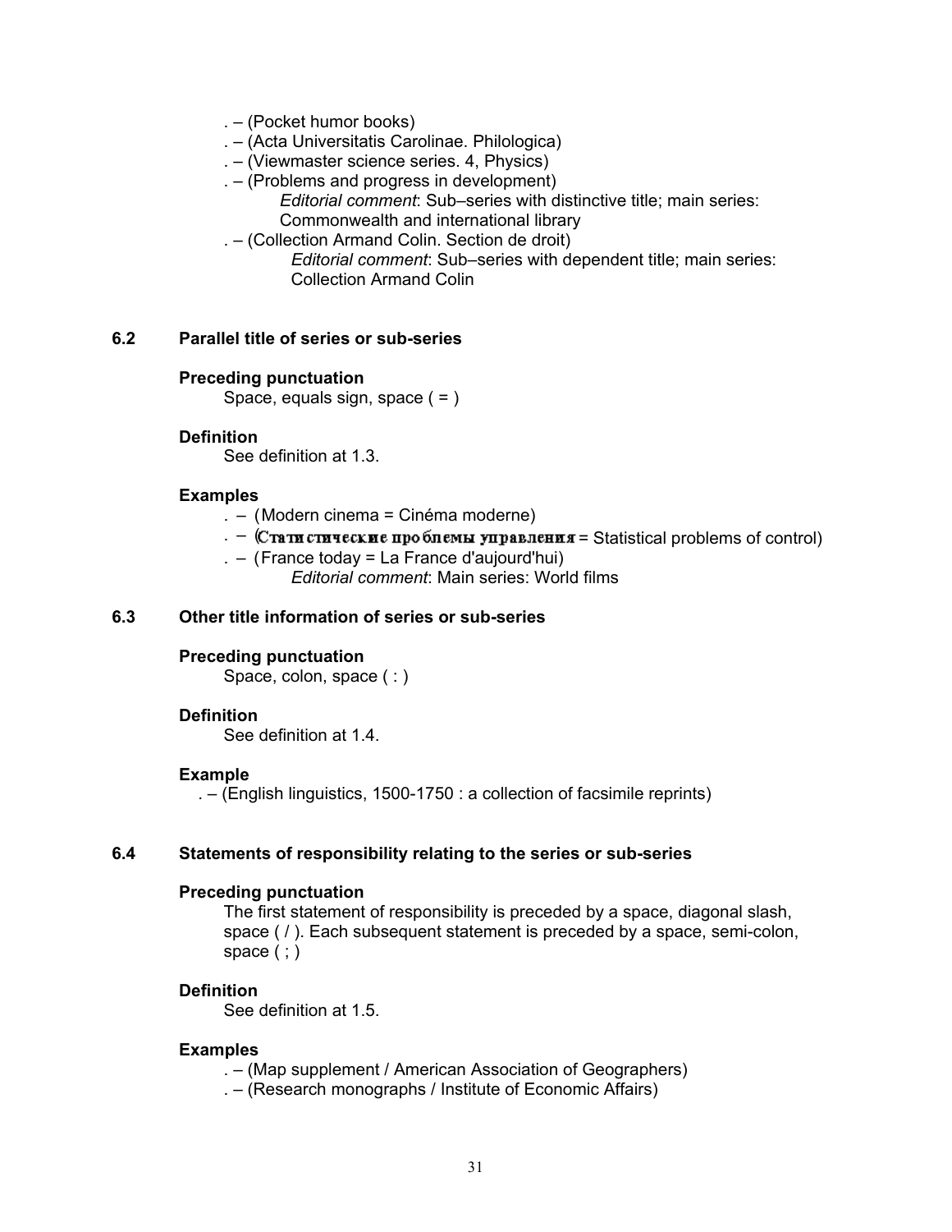. – (Pocket humor books)

. – (Acta Universitatis Carolinae. Philologica)

. – (Viewmaster science series. 4, Physics)

. – (Problems and progress in development)

*Editorial comment*: Sub–series with distinctive title; main series: Commonwealth and international library

. – (Collection Armand Colin. Section de droit)

*Editorial comment*: Sub–series with dependent title; main series: Collection Armand Colin

### 6.2 Parallel title of series or sub-series

**Preceding punctuation**

Space, equals sign, space ( = )

**Definition**

See definition at 1.3.

**Examples**

. – (Modern cinema = Cinéma moderne)

. – (Статистические проблемы управления = Statistical problems of control)

. – (France today = La France d'aujourd'hui)

*Editorial comment*: Main series: World films

### 6.3 Other title information of series or sub-series

**Preceding punctuation**

Space, colon, space ( : )

**Definition**

See definition at 1.4.

**Example**

. – (English linguistics, 1500-1750 : a collection of facsimile reprints)

### 6.4 Statements of responsibility relating to the series or sub-series

**Preceding punctuation**

The first statement of responsibility is preceded by a space, diagonal slash, space ( / ). Each subsequent statement is preceded by a space, semi-colon, space ( ; )

**Definition**

See definition at 1.5.

**Examples**

. – (Map supplement / American Association of Geographers)

. – (Research monographs / Institute of Economic Affairs)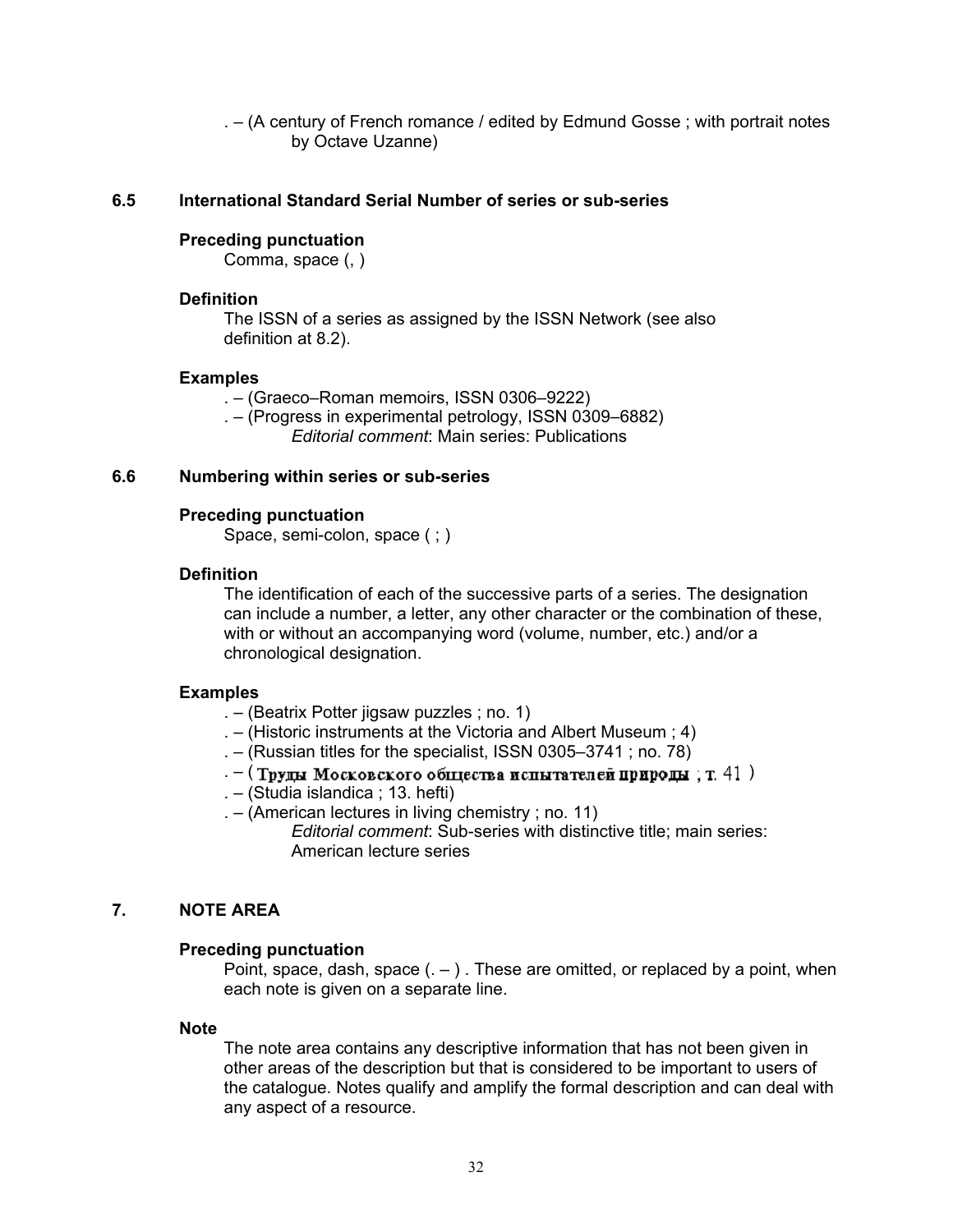. – (A century of French romance / edited by Edmund Gosse ; with portrait notes by Octave Uzanne)

### 6.5 International Standard Serial Number of series or sub-series

**Preceding punctuation**

Comma, space (, )

**Definition**

The ISSN of a series as assigned by the ISSN Network (see also definition at 8.2).

**Examples**

. – (Graeco–Roman memoirs, ISSN 0306–9222)

. – (Progress in experimental petrology, ISSN 0309–6882)

*Editorial comment*: Main series: Publications

### 6.6 Numbering within series or sub-series

**Preceding punctuation**

Space, semi-colon, space ( ; )

**Definition**

The identification of each of the successive parts of a series. The designation can include a number, a letter, any other character or the combination of these, with or without an accompanying word (volume, number, etc.) and/or a chronological designation.

**Examples**

. – (Beatrix Potter jigsaw puzzles ; no. 1)

. – (Historic instruments at the Victoria and Albert Museum ; 4)

. – (Russian titles for the specialist, ISSN 0305–3741 ; no. 78)

. – (Труды Московского общества испытателей природы ; т. 41 )

. – (Studia islandica ; 13. hefti)

. – (American lectures in living chemistry ; no. 11)

*Editorial comment*: Sub-series with distinctive title; main series: American lecture series

## 7. NOTE AREA

**Preceding punctuation**

Point, space, dash, space (. – ) . These are omitted, or replaced by a point, when each note is given on a separate line.

**Note**

The note area contains any descriptive information that has not been given in other areas of the description but that is considered to be important to users of the catalogue. Notes qualify and amplify the formal description and can deal with any aspect of a resource.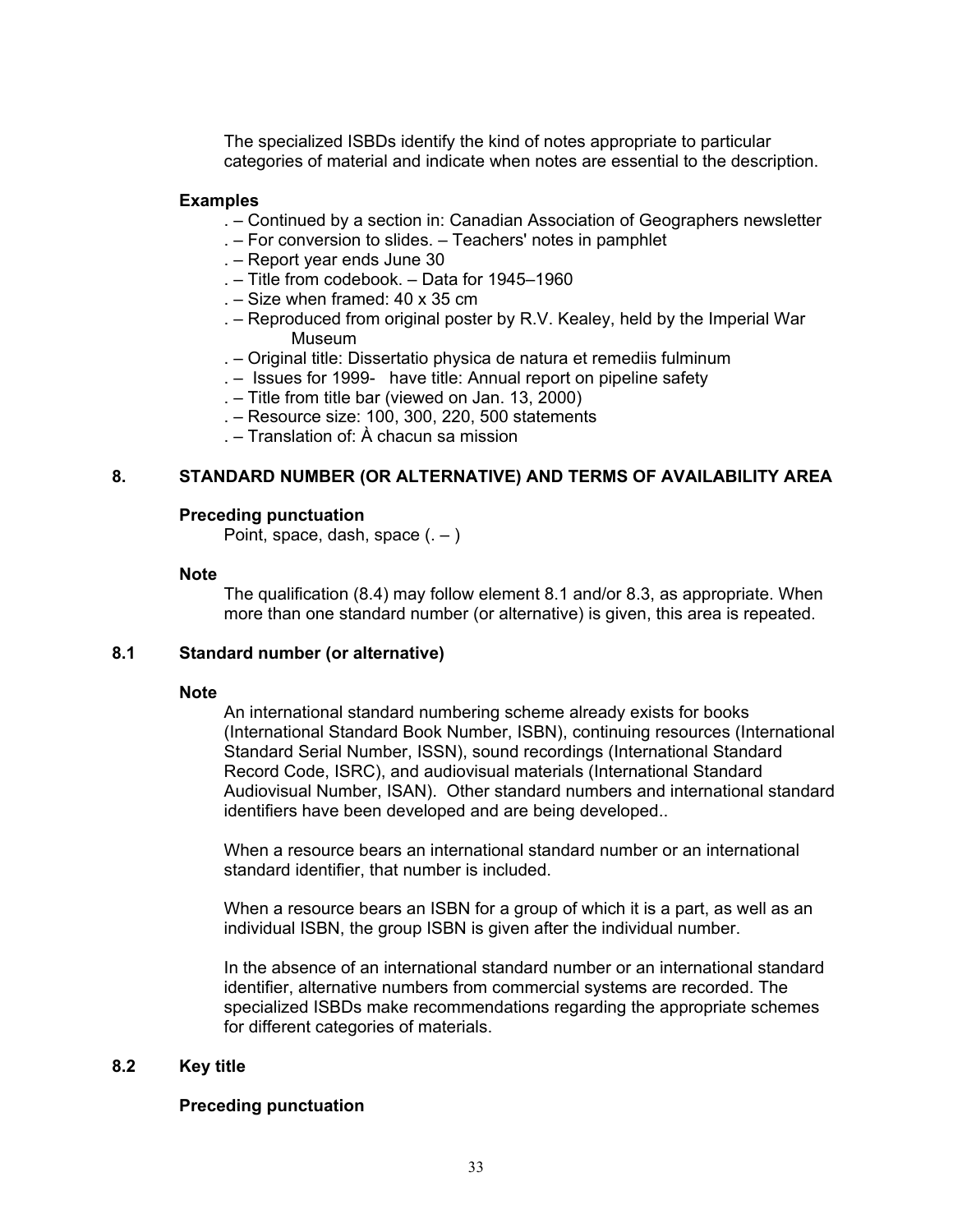The specialized ISBDs identify the kind of notes appropriate to particular categories of material and indicate when notes are essential to the description.

**Examples**

. – Continued by a section in: Canadian Association of Geographers newsletter
. – For conversion to slides. – Teachers' notes in pamphlet
. – Report year ends June 30
. – Title from codebook. – Data for 1945–1960
. – Size when framed: 40 x 35 cm
. – Reproduced from original poster by R.V. Kealey, held by the Imperial War Museum
. – Original title: Dissertatio physica de natura et remediis fulminum
. – Issues for 1999- have title: Annual report on pipeline safety
. – Title from title bar (viewed on Jan. 13, 2000)
. – Resource size: 100, 300, 220, 500 statements
. – Translation of: À chacun sa mission

## 8. STANDARD NUMBER (OR ALTERNATIVE) AND TERMS OF AVAILABILITY AREA

**Preceding punctuation**

Point, space, dash, space (. – )

**Note**

The qualification (8.4) may follow element 8.1 and/or 8.3, as appropriate. When more than one standard number (or alternative) is given, this area is repeated.

### 8.1 Standard number (or alternative)

**Note**

An international standard numbering scheme already exists for books (International Standard Book Number, ISBN), continuing resources (International Standard Serial Number, ISSN), sound recordings (International Standard Record Code, ISRC), and audiovisual materials (International Standard Audiovisual Number, ISAN). Other standard numbers and international standard identifiers have been developed and are being developed..

When a resource bears an international standard number or an international standard identifier, that number is included.

When a resource bears an ISBN for a group of which it is a part, as well as an individual ISBN, the group ISBN is given after the individual number.

In the absence of an international standard number or an international standard identifier, alternative numbers from commercial systems are recorded. The specialized ISBDs make recommendations regarding the appropriate schemes for different categories of materials.

### 8.2 Key title

**Preceding punctuation**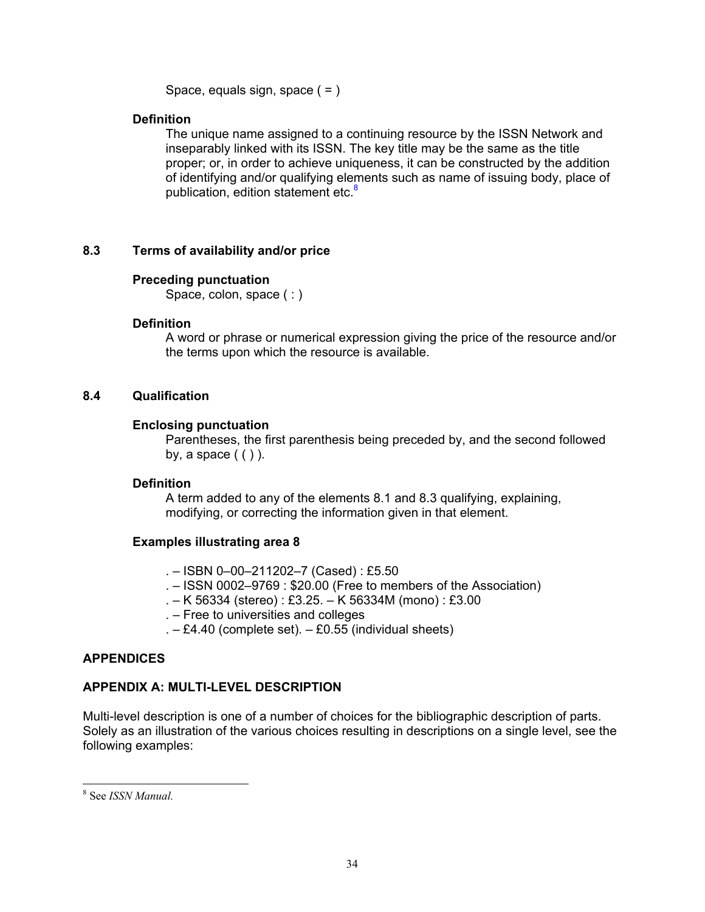Space, equals sign, space ( = )

**Definition**

The unique name assigned to a continuing resource by the ISSN Network and inseparably linked with its ISSN. The key title may be the same as the title proper; or, in order to achieve uniqueness, it can be constructed by the addition of identifying and/or qualifying elements such as name of issuing body, place of publication, edition statement etc.[8]

## 8.3 Terms of availability and/or price

**Preceding punctuation**

Space, colon, space ( : )

**Definition**

A word or phrase or numerical expression giving the price of the resource and/or the terms upon which the resource is available.

## 8.4 Qualification

**Enclosing punctuation**

Parentheses, the first parenthesis being preceded by, and the second followed by, a space ( ( ) ).

**Definition**

A term added to any of the elements 8.1 and 8.3 qualifying, explaining, modifying, or correcting the information given in that element.

**Examples illustrating area 8**

. – ISBN 0–00–211202–7 (Cased) : £5.50
. – ISSN 0002–9769 : $20.00 (Free to members of the Association)
. – K 56334 (stereo) : £3.25. – K 56334M (mono) : £3.00
. – Free to universities and colleges
. – £4.40 (complete set). – £0.55 (individual sheets)

# APPENDICES

## APPENDIX A: MULTI-LEVEL DESCRIPTION

Multi-level description is one of a number of choices for the bibliographic description of parts. Solely as an illustration of the various choices resulting in descriptions on a single level, see the following examples:

---

[8] See *ISSN Manual.*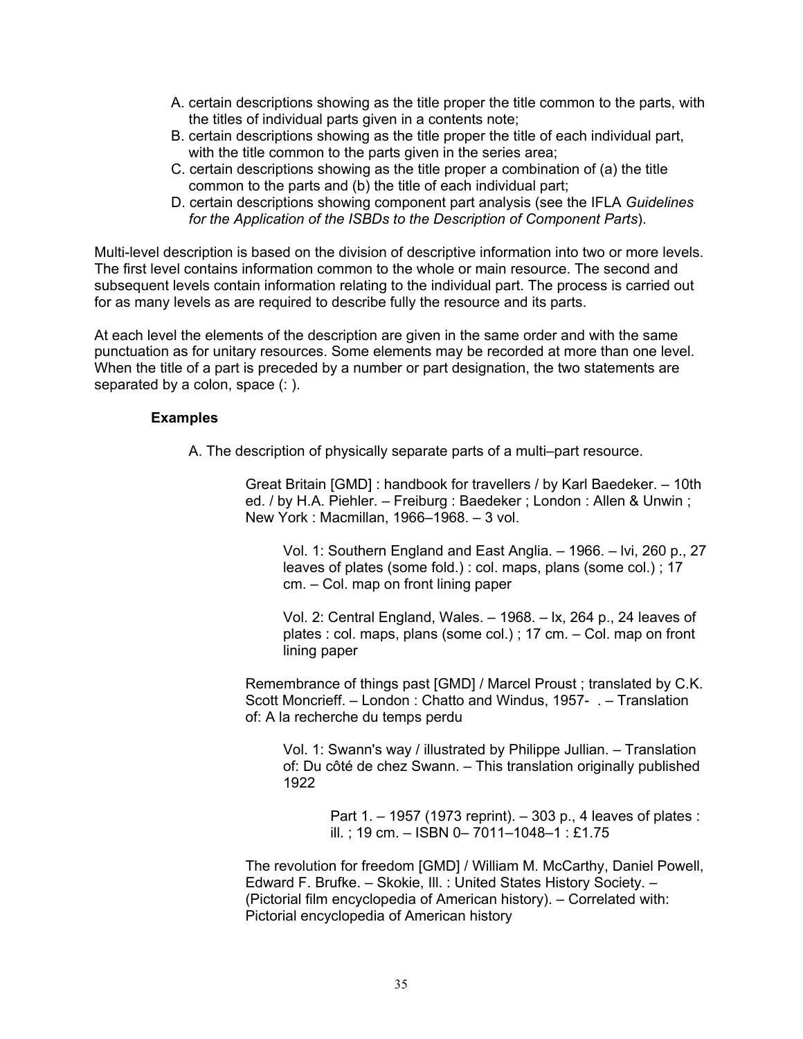A. certain descriptions showing as the title proper the title common to the parts, with the titles of individual parts given in a contents note;
B. certain descriptions showing as the title proper the title of each individual part, with the title common to the parts given in the series area;
C. certain descriptions showing as the title proper a combination of (a) the title common to the parts and (b) the title of each individual part;
D. certain descriptions showing component part analysis (see the IFLA *Guidelines for the Application of the ISBDs to the Description of Component Parts*).

Multi-level description is based on the division of descriptive information into two or more levels. The first level contains information common to the whole or main resource. The second and subsequent levels contain information relating to the individual part. The process is carried out for as many levels as are required to describe fully the resource and its parts.

At each level the elements of the description are given in the same order and with the same punctuation as for unitary resources. Some elements may be recorded at more than one level. When the title of a part is preceded by a number or part designation, the two statements are separated by a colon, space (: ).

**Examples**

A. The description of physically separate parts of a multi–part resource.

> Great Britain [GMD] : handbook for travellers / by Karl Baedeker. – 10th ed. / by H.A. Piehler. – Freiburg : Baedeker ; London : Allen & Unwin ; New York : Macmillan, 1966–1968. – 3 vol.
>
> > Vol. 1: Southern England and East Anglia. – 1966. – lvi, 260 p., 27 leaves of plates (some fold.) : col. maps, plans (some col.) ; 17 cm. – Col. map on front lining paper
> >
> > Vol. 2: Central England, Wales. – 1968. – lx, 264 p., 24 leaves of plates : col. maps, plans (some col.) ; 17 cm. – Col. map on front lining paper
>
> Remembrance of things past [GMD] / Marcel Proust ; translated by C.K. Scott Moncrieff. – London : Chatto and Windus, 1957- . – Translation of: A la recherche du temps perdu
>
> > Vol. 1: Swann's way / illustrated by Philippe Jullian. – Translation of: Du côté de chez Swann. – This translation originally published 1922
> >
> > > Part 1. – 1957 (1973 reprint). – 303 p., 4 leaves of plates : ill. ; 19 cm. – ISBN 0– 7011–1048–1 : £1.75
>
> The revolution for freedom [GMD] / William M. McCarthy, Daniel Powell, Edward F. Brufke. – Skokie, Ill. : United States History Society. – (Pictorial film encyclopedia of American history). – Correlated with: Pictorial encyclopedia of American history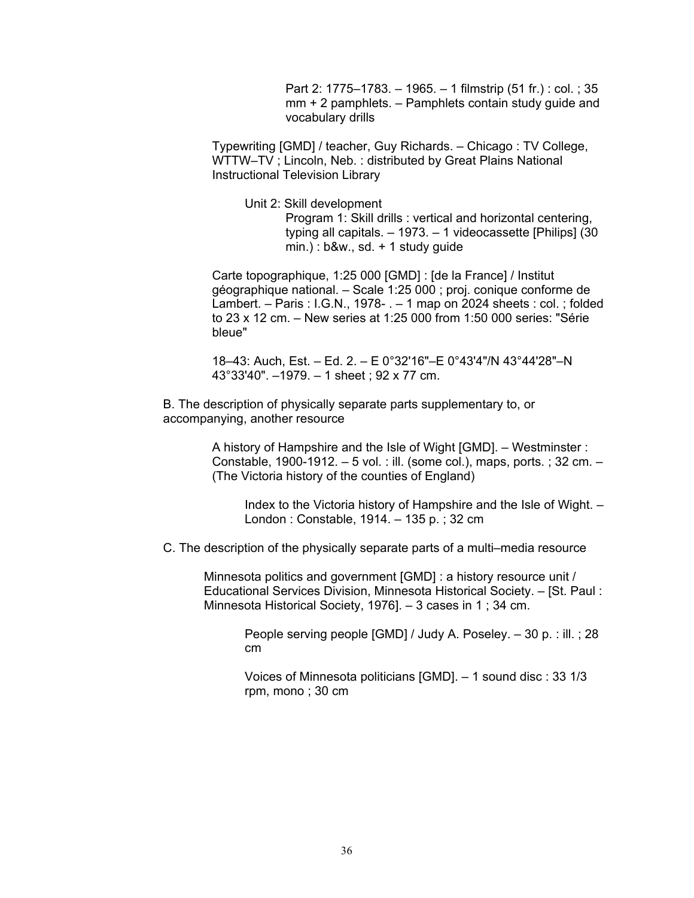Part 2: 1775–1783. – 1965. – 1 filmstrip (51 fr.) : col. ; 35 mm + 2 pamphlets. – Pamphlets contain study guide and vocabulary drills

Typewriting [GMD] / teacher, Guy Richards. – Chicago : TV College, WTTW–TV ; Lincoln, Neb. : distributed by Great Plains National Instructional Television Library

Unit 2: Skill development

Program 1: Skill drills : vertical and horizontal centering, typing all capitals. – 1973. – 1 videocassette [Philips] (30 min.) : b&w., sd. + 1 study guide

Carte topographique, 1:25 000 [GMD] : [de la France] / Institut géographique national. – Scale 1:25 000 ; proj. conique conforme de Lambert. – Paris : I.G.N., 1978- . – 1 map on 2024 sheets : col. ; folded to 23 x 12 cm. – New series at 1:25 000 from 1:50 000 series: "Série bleue"

18–43: Auch, Est. – Ed. 2. – E 0°32'16"–E 0°43'4"/N 43°44'28"–N 43°33'40". –1979. – 1 sheet ; 92 x 77 cm.

B. The description of physically separate parts supplementary to, or accompanying, another resource

A history of Hampshire and the Isle of Wight [GMD]. – Westminster : Constable, 1900-1912. – 5 vol. : ill. (some col.), maps, ports. ; 32 cm. – (The Victoria history of the counties of England)

Index to the Victoria history of Hampshire and the Isle of Wight. – London : Constable, 1914. – 135 p. ; 32 cm

C. The description of the physically separate parts of a multi–media resource

Minnesota politics and government [GMD] : a history resource unit / Educational Services Division, Minnesota Historical Society. – [St. Paul : Minnesota Historical Society, 1976]. – 3 cases in 1 ; 34 cm.

People serving people [GMD] / Judy A. Poseley. – 30 p. : ill. ; 28 cm

Voices of Minnesota politicians [GMD]. – 1 sound disc : 33 1/3 rpm, mono ; 30 cm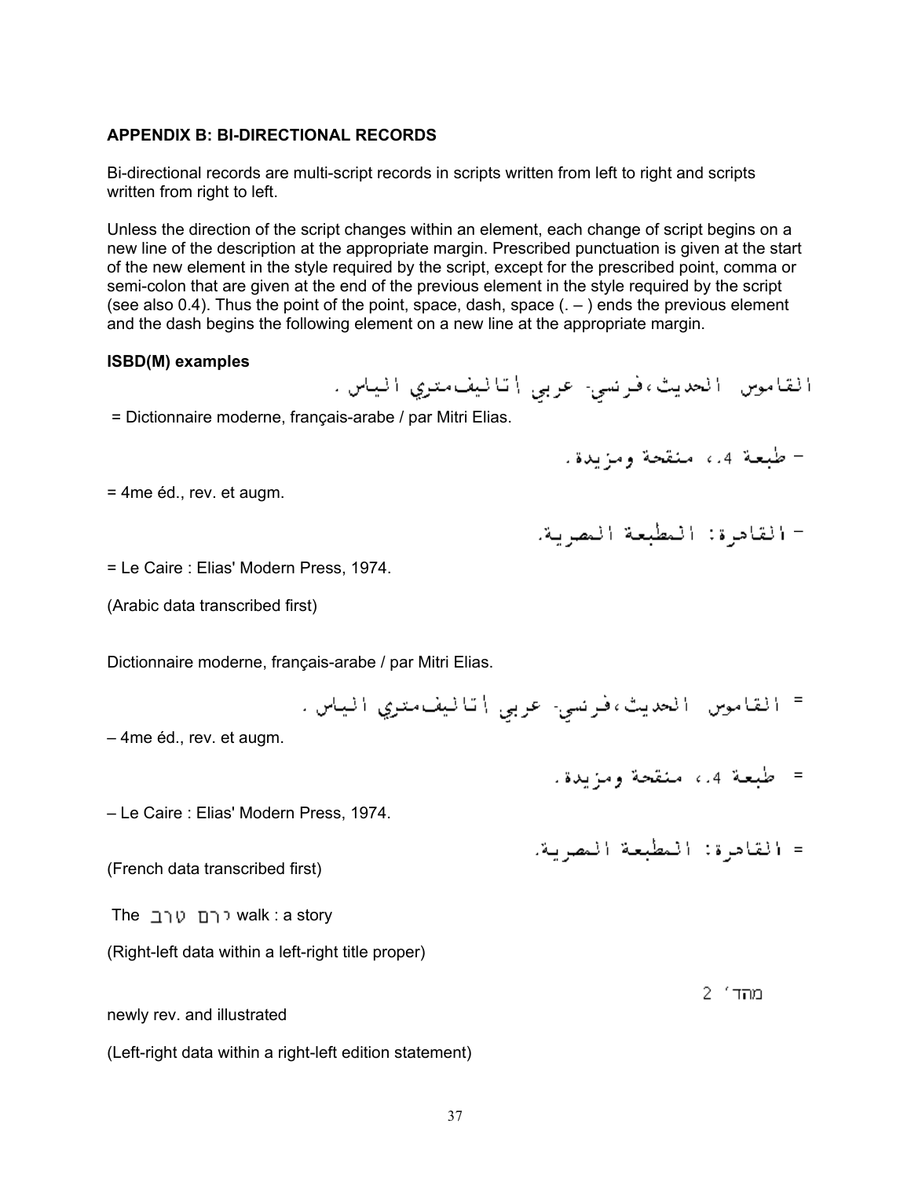**APPENDIX B: BI-DIRECTIONAL RECORDS**

Bi-directional records are multi-script records in scripts written from left to right and scripts written from right to left.

Unless the direction of the script changes within an element, each change of script begins on a new line of the description at the appropriate margin. Prescribed punctuation is given at the start of the new element in the style required by the script, except for the prescribed point, comma or semi-colon that are given at the end of the previous element in the style required by the script (see also 0.4). Thus the point of the point, space, dash, space (. – ) ends the previous element and the dash begins the following element on a new line at the appropriate margin.

**ISBD(M) examples**

القاموس الحديث،فرنسي- عربي / تأليف متري الياس .

= Dictionnaire moderne, français-arabe / par Mitri Elias.

– طبعة 4.، منقحة ومزيدة .

= 4me éd., rev. et augm.

– القاهرة: المطبعة المصرية.

= Le Caire : Elias' Modern Press, 1974.

(Arabic data transcribed first)

Dictionnaire moderne, français-arabe / par Mitri Elias.

= القاموس الحديث،فرنسي- عربي / تأليف متري الياس .

– 4me éd., rev. et augm.

= طبعة 4.، منقحة ومزيدة .

– Le Caire : Elias' Modern Press, 1974.

= القاهرة: المطبعة المصرية.

(French data transcribed first)

The ירח טרב walk : a story

(Right-left data within a left-right title proper)

מהד' 2

newly rev. and illustrated

(Left-right data within a right-left edition statement)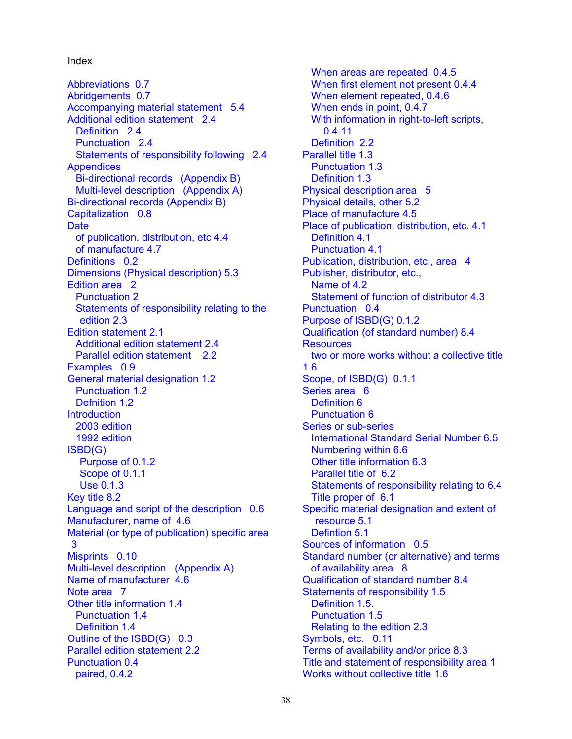Index

Abbreviations 0.7
Abridgements 0.7
Accompanying material statement 5.4
Additional edition statement 2.4
- Definition 2.4
- Punctuation 2.4
- Statements of responsibility following 2.4

Appendices
- Bi-directional records (Appendix B)
- Multi-level description (Appendix A)

Bi-directional records (Appendix B)
Capitalization 0.8
Date
- of publication, distribution, etc 4.4
- of manufacture 4.7

Definitions 0.2
Dimensions (Physical description) 5.3
Edition area 2
- Punctuation 2
- Statements of responsibility relating to the edition 2.3

Edition statement 2.1
- Additional edition statement 2.4
- Parallel edition statement 2.2

Examples 0.9
General material designation 1.2
- Punctuation 1.2
- Defnition 1.2

Introduction
- 2003 edition
- 1992 edition

ISBD(G)
- Purpose of 0.1.2
- Scope of 0.1.1
- Use 0.1.3

Key title 8.2
Language and script of the description 0.6
Manufacturer, name of 4.6
Material (or type of publication) specific area 3
Misprints 0.10
Multi-level description (Appendix A)
Name of manufacturer 4.6
Note area 7
Other title information 1.4
- Punctuation 1.4
- Definition 1.4

Outline of the ISBD(G) 0.3
Parallel edition statement 2.2
Punctuation 0.4
- paired, 0.4.2
- When areas are repeated, 0.4.5
- When first element not present 0.4.4
- When element repeated, 0.4.6
- When ends in point, 0.4.7
- With information in right-to-left scripts, 0.4.11
- Definition 2.2

Parallel title 1.3
- Punctuation 1.3
- Definition 1.3

Physical description area 5
Physical details, other 5.2
Place of manufacture 4.5
Place of publication, distribution, etc. 4.1
- Definition 4.1
- Punctuation 4.1

Publication, distribution, etc., area 4
Publisher, distributor, etc.,
- Name of 4.2
- Statement of function of distributor 4.3

Punctuation 0.4
Purpose of ISBD(G) 0.1.2
Qualification (of standard number) 8.4
Resources
- two or more works without a collective title 1.6

Scope, of ISBD(G) 0.1.1
Series area 6
- Definition 6
- Punctuation 6

Series or sub-series
- International Standard Serial Number 6.5
- Numbering within 6.6
- Other title information 6.3
- Parallel title of 6.2
- Statements of responsibility relating to 6.4
- Title proper of 6.1

Specific material designation and extent of resource 5.1
- Defintion 5.1

Sources of information 0.5
Standard number (or alternative) and terms of availability area 8
Qualification of standard number 8.4
Statements of responsibility 1.5
- Definition 1.5.
- Punctuation 1.5
- Relating to the edition 2.3

Symbols, etc. 0.11
Terms of availability and/or price 8.3
Title and statement of responsibility area 1
Works without collective title 1.6